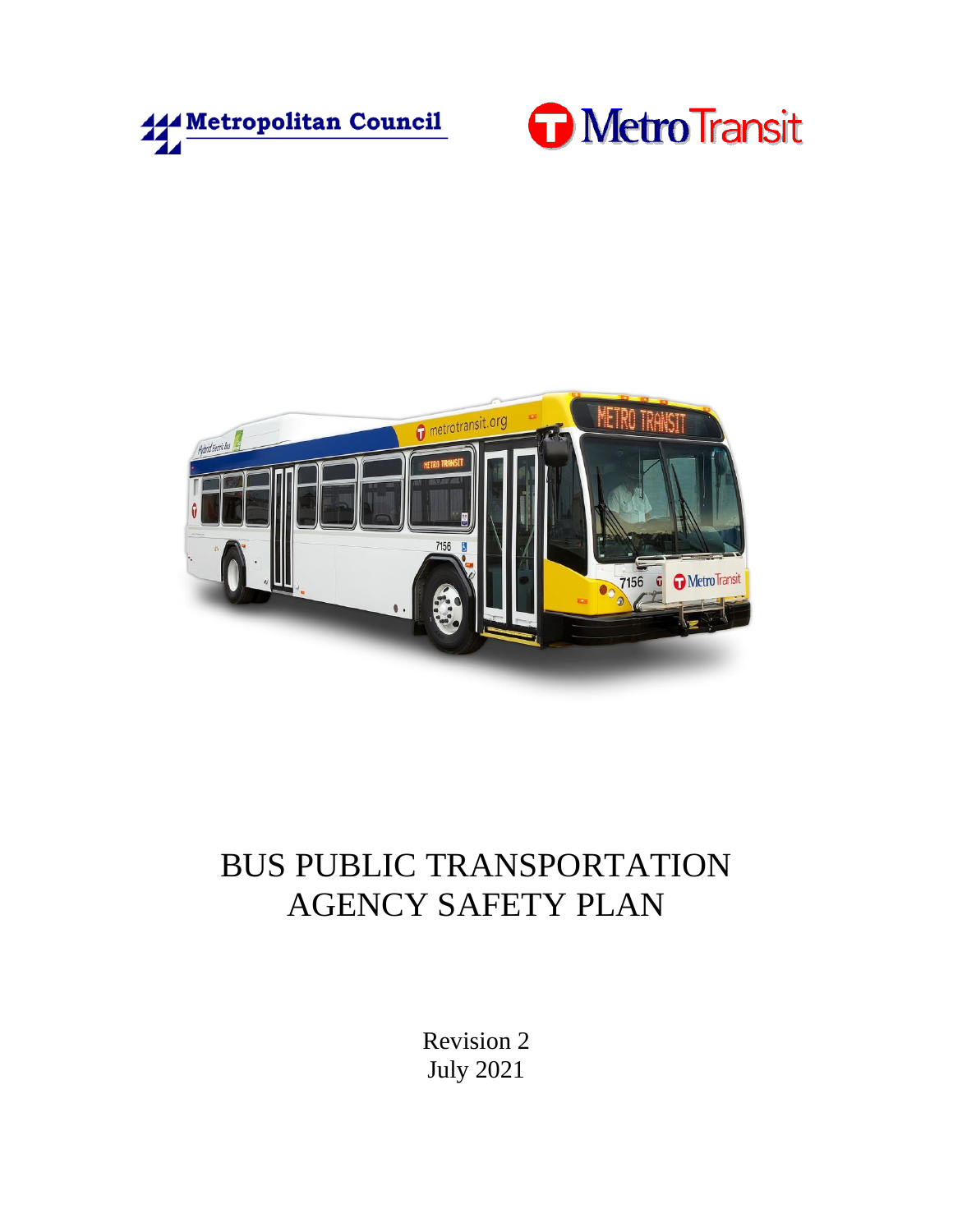Metropolitan Council

Metro Transit

# BUS PUBLIC TRANSPORTATION AGENCY SAFETY PLAN

Revision 2

July 2021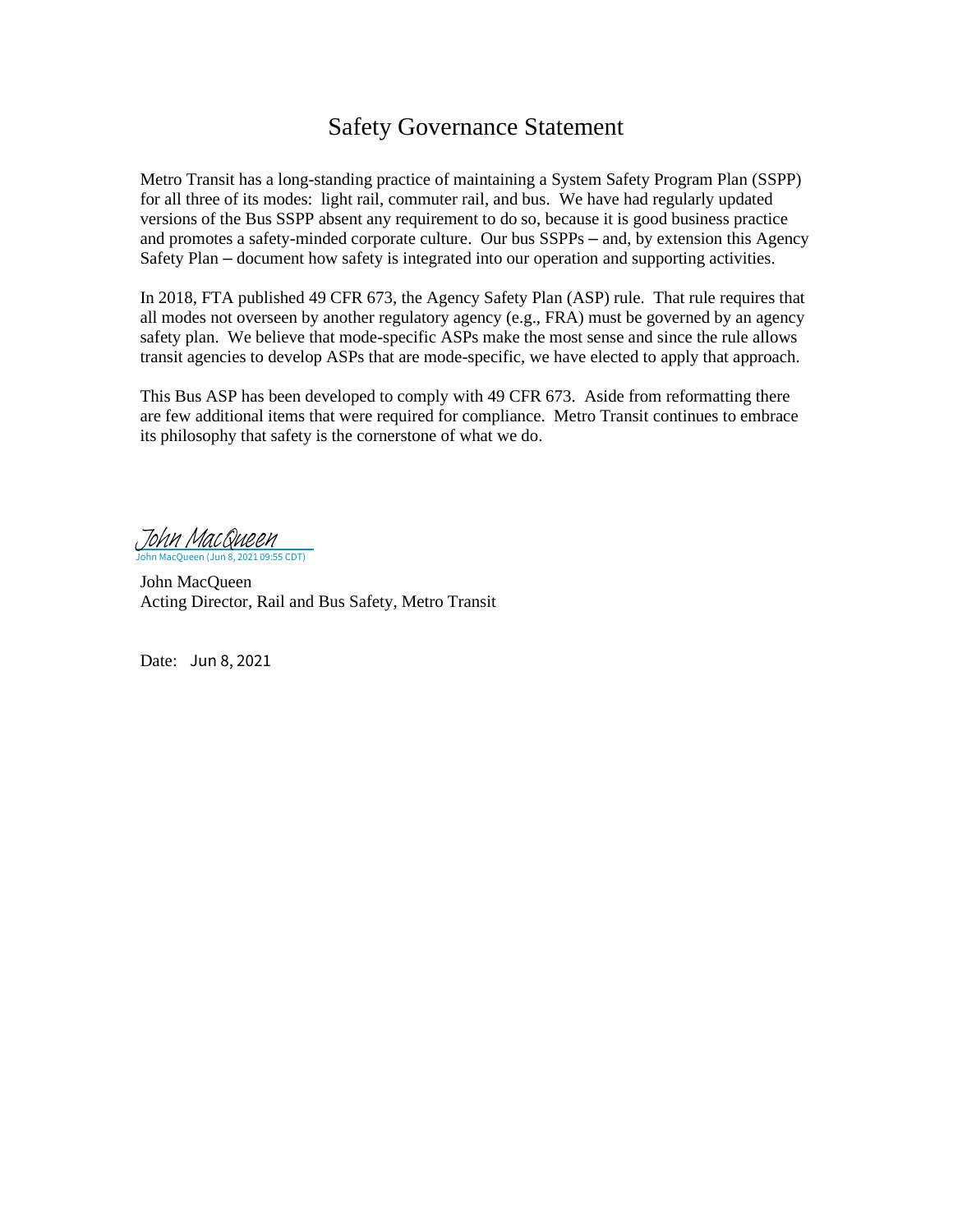# Safety Governance Statement

Metro Transit has a long-standing practice of maintaining a System Safety Program Plan (SSPP) for all three of its modes: light rail, commuter rail, and bus. We have had regularly updated versions of the Bus SSPP absent any requirement to do so, because it is good business practice and promotes a safety-minded corporate culture. Our bus SSPPs – and, by extension this Agency Safety Plan – document how safety is integrated into our operation and supporting activities.

In 2018, FTA published 49 CFR 673, the Agency Safety Plan (ASP) rule. That rule requires that all modes not overseen by another regulatory agency (e.g., FRA) must be governed by an agency safety plan. We believe that mode-specific ASPs make the most sense and since the rule allows transit agencies to develop ASPs that are mode-specific, we have elected to apply that approach.

This Bus ASP has been developed to comply with 49 CFR 673. Aside from reformatting there are few additional items that were required for compliance. Metro Transit continues to embrace its philosophy that safety is the cornerstone of what we do.

John MacQueen
John MacQueen (Jun 8, 2021 09:55 CDT)

John MacQueen
Acting Director, Rail and Bus Safety, Metro Transit

Date: Jun 8, 2021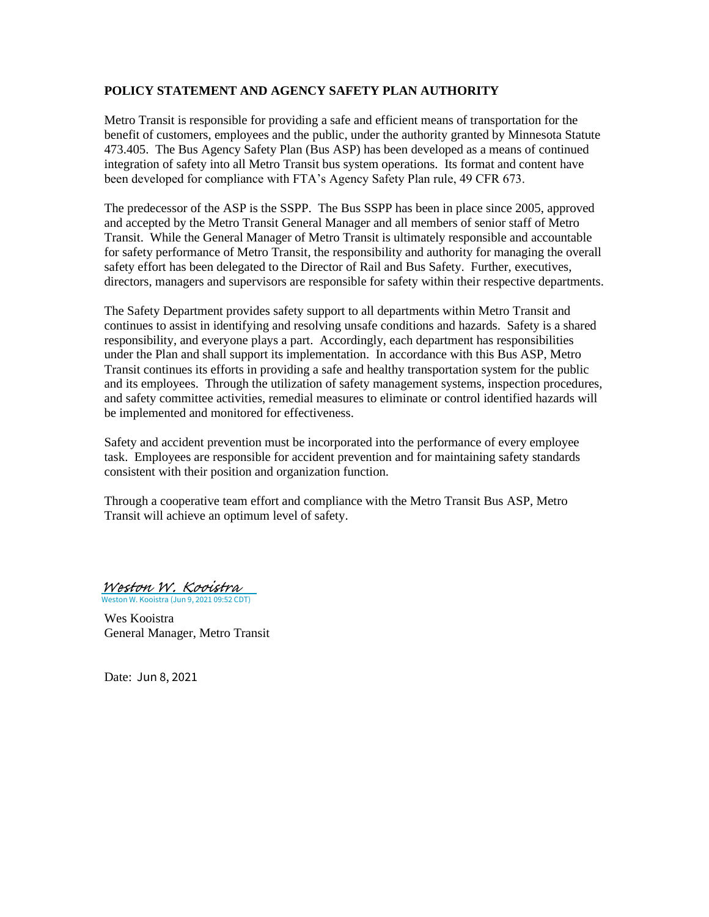## POLICY STATEMENT AND AGENCY SAFETY PLAN AUTHORITY

Metro Transit is responsible for providing a safe and efficient means of transportation for the benefit of customers, employees and the public, under the authority granted by Minnesota Statute 473.405. The Bus Agency Safety Plan (Bus ASP) has been developed as a means of continued integration of safety into all Metro Transit bus system operations. Its format and content have been developed for compliance with FTA's Agency Safety Plan rule, 49 CFR 673.

The predecessor of the ASP is the SSPP. The Bus SSPP has been in place since 2005, approved and accepted by the Metro Transit General Manager and all members of senior staff of Metro Transit. While the General Manager of Metro Transit is ultimately responsible and accountable for safety performance of Metro Transit, the responsibility and authority for managing the overall safety effort has been delegated to the Director of Rail and Bus Safety. Further, executives, directors, managers and supervisors are responsible for safety within their respective departments.

The Safety Department provides safety support to all departments within Metro Transit and continues to assist in identifying and resolving unsafe conditions and hazards. Safety is a shared responsibility, and everyone plays a part. Accordingly, each department has responsibilities under the Plan and shall support its implementation. In accordance with this Bus ASP, Metro Transit continues its efforts in providing a safe and healthy transportation system for the public and its employees. Through the utilization of safety management systems, inspection procedures, and safety committee activities, remedial measures to eliminate or control identified hazards will be implemented and monitored for effectiveness.

Safety and accident prevention must be incorporated into the performance of every employee task. Employees are responsible for accident prevention and for maintaining safety standards consistent with their position and organization function.

Through a cooperative team effort and compliance with the Metro Transit Bus ASP, Metro Transit will achieve an optimum level of safety.

*Weston W. Kooistra*
Weston W. Kooistra (Jun 9, 2021 09:52 CDT)

Wes Kooistra
General Manager, Metro Transit

Date: Jun 8, 2021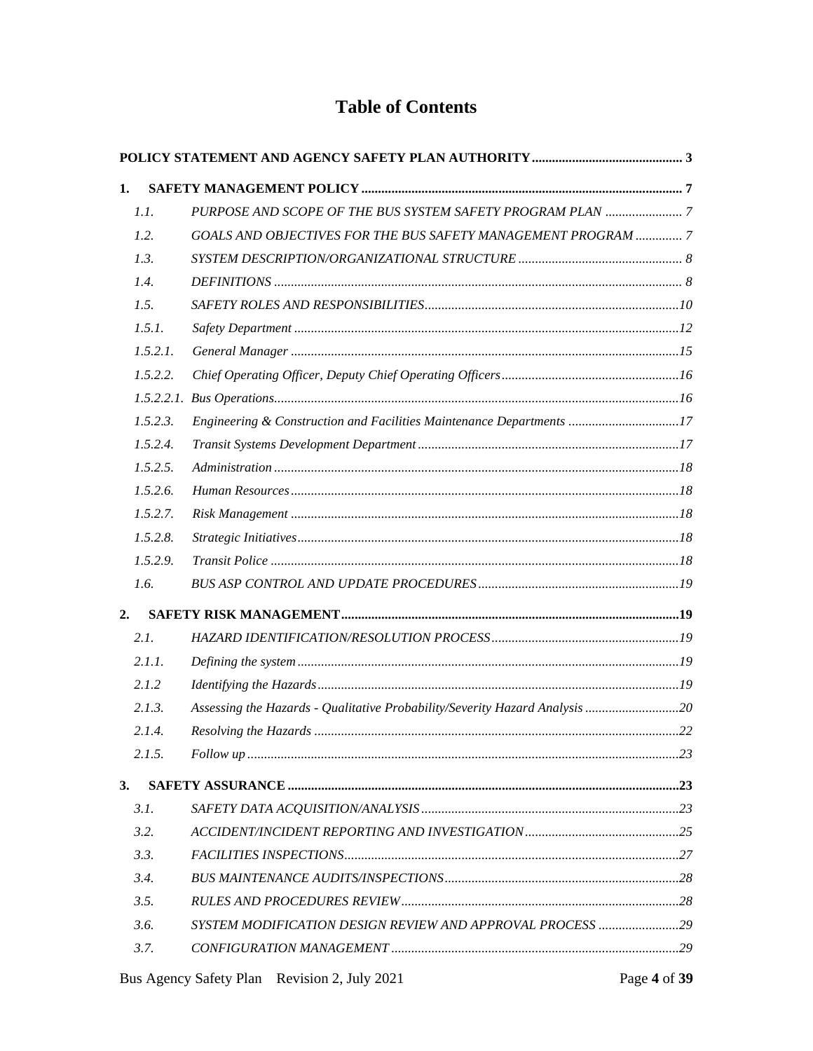# Table of Contents

**POLICY STATEMENT AND AGENCY SAFETY PLAN AUTHORITY** ............................................ 3

**1. SAFETY MANAGEMENT POLICY** ............................................................................................. 7

- *1.1. PURPOSE AND SCOPE OF THE BUS SYSTEM SAFETY PROGRAM PLAN* ....................... 7
- *1.2. GOALS AND OBJECTIVES FOR THE BUS SAFETY MANAGEMENT PROGRAM* .............. 7
- *1.3. SYSTEM DESCRIPTION/ORGANIZATIONAL STRUCTURE* ................................................. 8
- *1.4. DEFINITIONS* ........................................................................................................................ 8
- *1.5. SAFETY ROLES AND RESPONSIBILITIES* ...........................................................................10
- *1.5.1. Safety Department* .................................................................................................................12
- *1.5.2.1. General Manager* ..................................................................................................................15
- *1.5.2.2. Chief Operating Officer, Deputy Chief Operating Officers* ....................................................16
- *1.5.2.2.1. Bus Operations* .......................................................................................................................16
- *1.5.2.3. Engineering & Construction and Facilities Maintenance Departments* .................................17
- *1.5.2.4. Transit Systems Development Department* .............................................................................17
- *1.5.2.5. Administration* .......................................................................................................................18
- *1.5.2.6. Human Resources* ..................................................................................................................18
- *1.5.2.7. Risk Management* ..................................................................................................................18
- *1.5.2.8. Strategic Initiatives* ................................................................................................................18
- *1.5.2.9. Transit Police* ........................................................................................................................18
- *1.6. BUS ASP CONTROL AND UPDATE PROCEDURES* ............................................................19

**2. SAFETY RISK MANAGEMENT** ....................................................................................................19

- *2.1. HAZARD IDENTIFICATION/RESOLUTION PROCESS* ........................................................19
- *2.1.1. Defining the system* .................................................................................................................19
- *2.1.2 Identifying the Hazards* ...........................................................................................................19
- *2.1.3. Assessing the Hazards - Qualitative Probability/Severity Hazard Analysis* ............................20
- *2.1.4. Resolving the Hazards* ............................................................................................................22
- *2.1.5. Follow up* ................................................................................................................................23

**3. SAFETY ASSURANCE** ...................................................................................................................23

- *3.1. SAFETY DATA ACQUISITION/ANALYSIS* ............................................................................23
- *3.2. ACCIDENT/INCIDENT REPORTING AND INVESTIGATION* ..............................................25
- *3.3. FACILITIES INSPECTIONS* ...................................................................................................27
- *3.4. BUS MAINTENANCE AUDITS/INSPECTIONS* ......................................................................28
- *3.5. RULES AND PROCEDURES REVIEW* ..................................................................................28
- *3.6. SYSTEM MODIFICATION DESIGN REVIEW AND APPROVAL PROCESS* ........................29
- *3.7. CONFIGURATION MANAGEMENT* .....................................................................................29

Bus Agency Safety Plan Revision 2, July 2021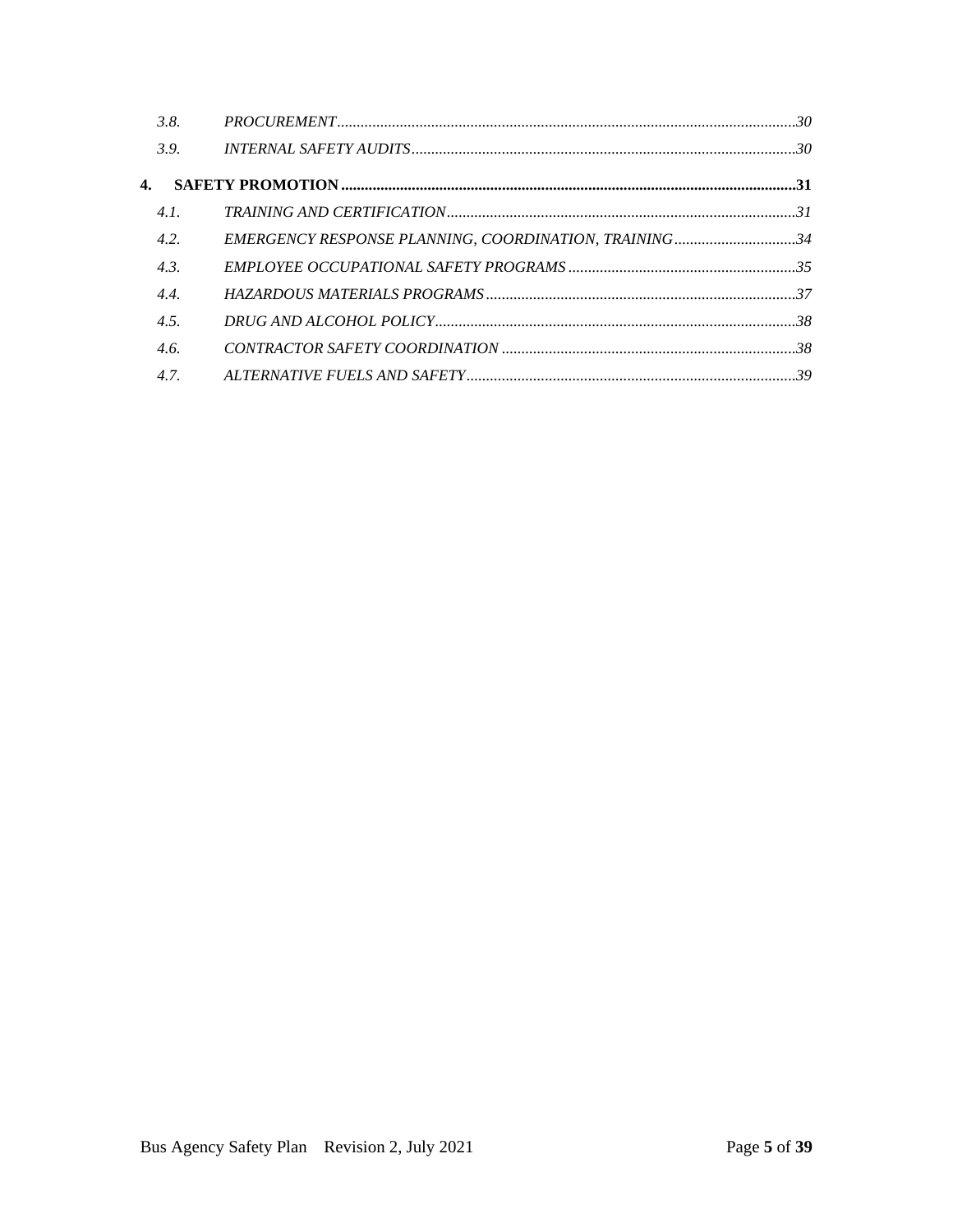| | | |
|---|---|---|
| *3.8.* | *PROCUREMENT* | *30* |
| *3.9.* | *INTERNAL SAFETY AUDITS* | *30* |
| **4.** | **SAFETY PROMOTION** | **31** |
| *4.1.* | *TRAINING AND CERTIFICATION* | *31* |
| *4.2.* | *EMERGENCY RESPONSE PLANNING, COORDINATION, TRAINING* | *34* |
| *4.3.* | *EMPLOYEE OCCUPATIONAL SAFETY PROGRAMS* | *35* |
| *4.4.* | *HAZARDOUS MATERIALS PROGRAMS* | *37* |
| *4.5.* | *DRUG AND ALCOHOL POLICY* | *38* |
| *4.6.* | *CONTRACTOR SAFETY COORDINATION* | *38* |
| *4.7.* | *ALTERNATIVE FUELS AND SAFETY* | *39* |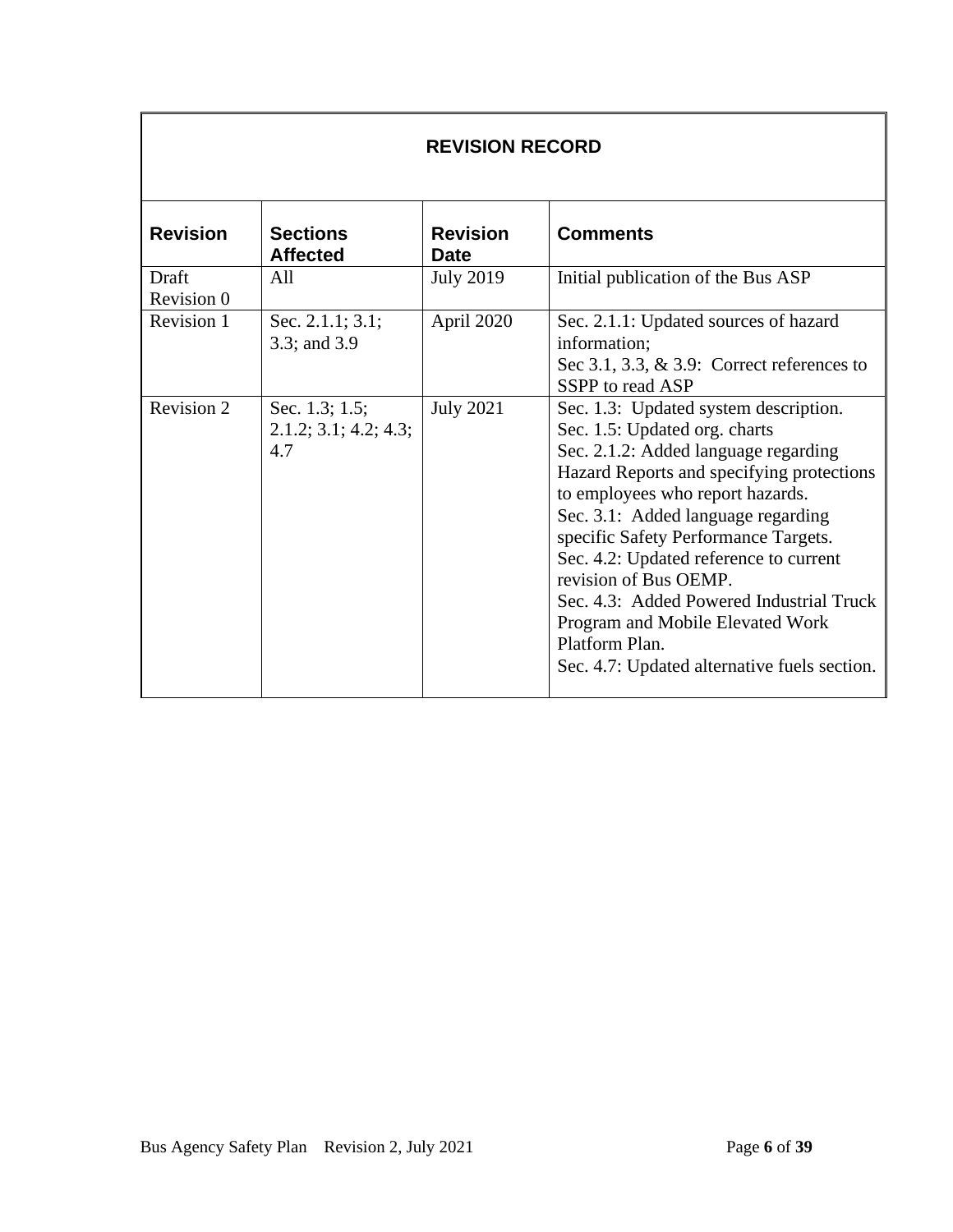| REVISION RECORD | | | |
|---|---|---|---|
| **Revision** | **Sections Affected** | **Revision Date** | **Comments** |
| Draft Revision 0 | All | July 2019 | Initial publication of the Bus ASP |
| Revision 1 | Sec. 2.1.1; 3.1; 3.3; and 3.9 | April 2020 | Sec. 2.1.1: Updated sources of hazard information;<br>Sec 3.1, 3.3, & 3.9: Correct references to SSPP to read ASP |
| Revision 2 | Sec. 1.3; 1.5; 2.1.2; 3.1; 4.2; 4.3; 4.7 | July 2021 | Sec. 1.3: Updated system description.<br>Sec. 1.5: Updated org. charts<br>Sec. 2.1.2: Added language regarding Hazard Reports and specifying protections to employees who report hazards.<br>Sec. 3.1: Added language regarding specific Safety Performance Targets.<br>Sec. 4.2: Updated reference to current revision of Bus OEMP.<br>Sec. 4.3: Added Powered Industrial Truck Program and Mobile Elevated Work Platform Plan.<br>Sec. 4.7: Updated alternative fuels section. |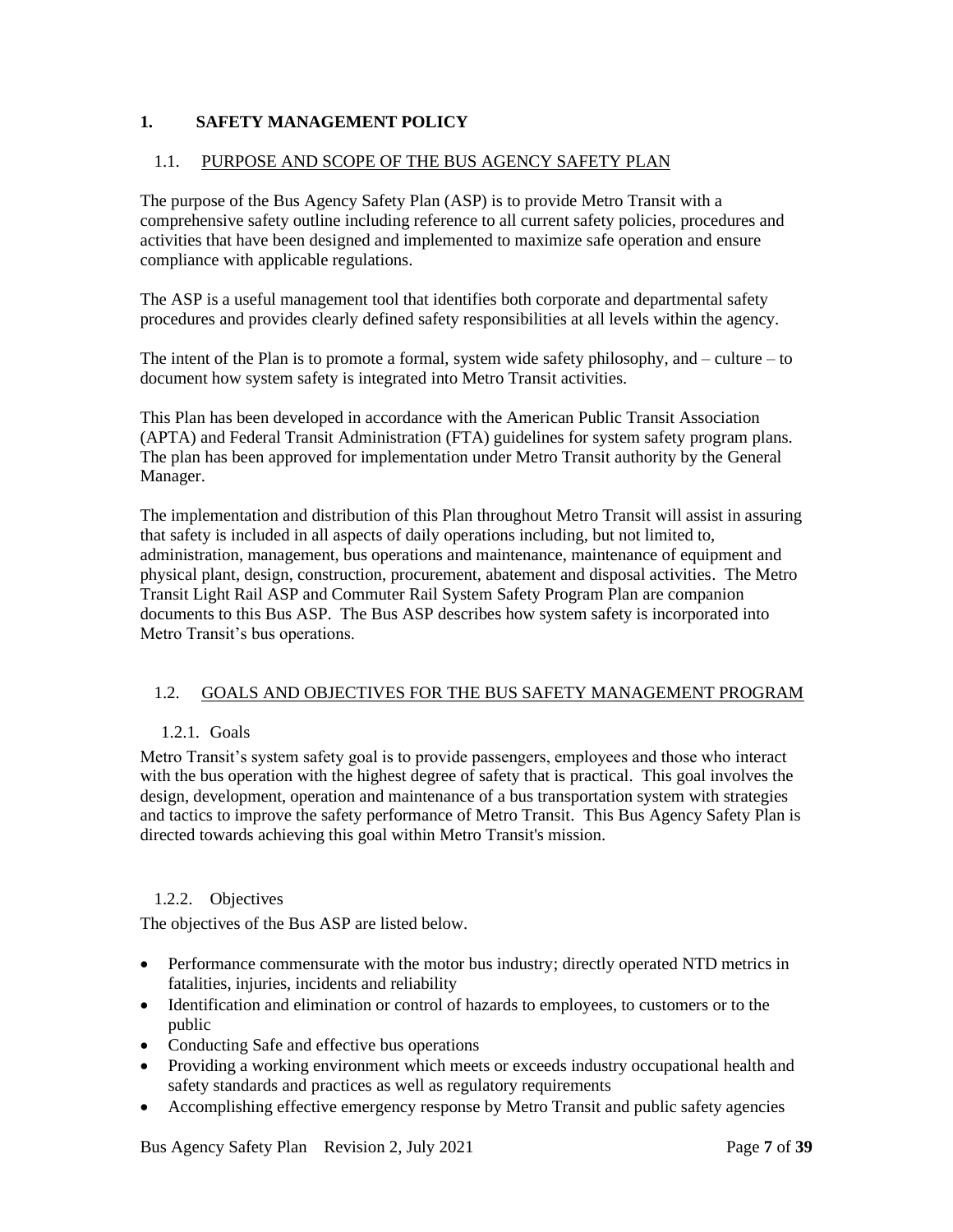# 1. SAFETY MANAGEMENT POLICY

## 1.1. PURPOSE AND SCOPE OF THE BUS AGENCY SAFETY PLAN

The purpose of the Bus Agency Safety Plan (ASP) is to provide Metro Transit with a comprehensive safety outline including reference to all current safety policies, procedures and activities that have been designed and implemented to maximize safe operation and ensure compliance with applicable regulations.

The ASP is a useful management tool that identifies both corporate and departmental safety procedures and provides clearly defined safety responsibilities at all levels within the agency.

The intent of the Plan is to promote a formal, system wide safety philosophy, and – culture – to document how system safety is integrated into Metro Transit activities.

This Plan has been developed in accordance with the American Public Transit Association (APTA) and Federal Transit Administration (FTA) guidelines for system safety program plans. The plan has been approved for implementation under Metro Transit authority by the General Manager.

The implementation and distribution of this Plan throughout Metro Transit will assist in assuring that safety is included in all aspects of daily operations including, but not limited to, administration, management, bus operations and maintenance, maintenance of equipment and physical plant, design, construction, procurement, abatement and disposal activities. The Metro Transit Light Rail ASP and Commuter Rail System Safety Program Plan are companion documents to this Bus ASP. The Bus ASP describes how system safety is incorporated into Metro Transit's bus operations.

## 1.2. GOALS AND OBJECTIVES FOR THE BUS SAFETY MANAGEMENT PROGRAM

### 1.2.1. Goals

Metro Transit's system safety goal is to provide passengers, employees and those who interact with the bus operation with the highest degree of safety that is practical. This goal involves the design, development, operation and maintenance of a bus transportation system with strategies and tactics to improve the safety performance of Metro Transit. This Bus Agency Safety Plan is directed towards achieving this goal within Metro Transit's mission.

### 1.2.2. Objectives

The objectives of the Bus ASP are listed below.

- Performance commensurate with the motor bus industry; directly operated NTD metrics in fatalities, injuries, incidents and reliability
- Identification and elimination or control of hazards to employees, to customers or to the public
- Conducting Safe and effective bus operations
- Providing a working environment which meets or exceeds industry occupational health and safety standards and practices as well as regulatory requirements
- Accomplishing effective emergency response by Metro Transit and public safety agencies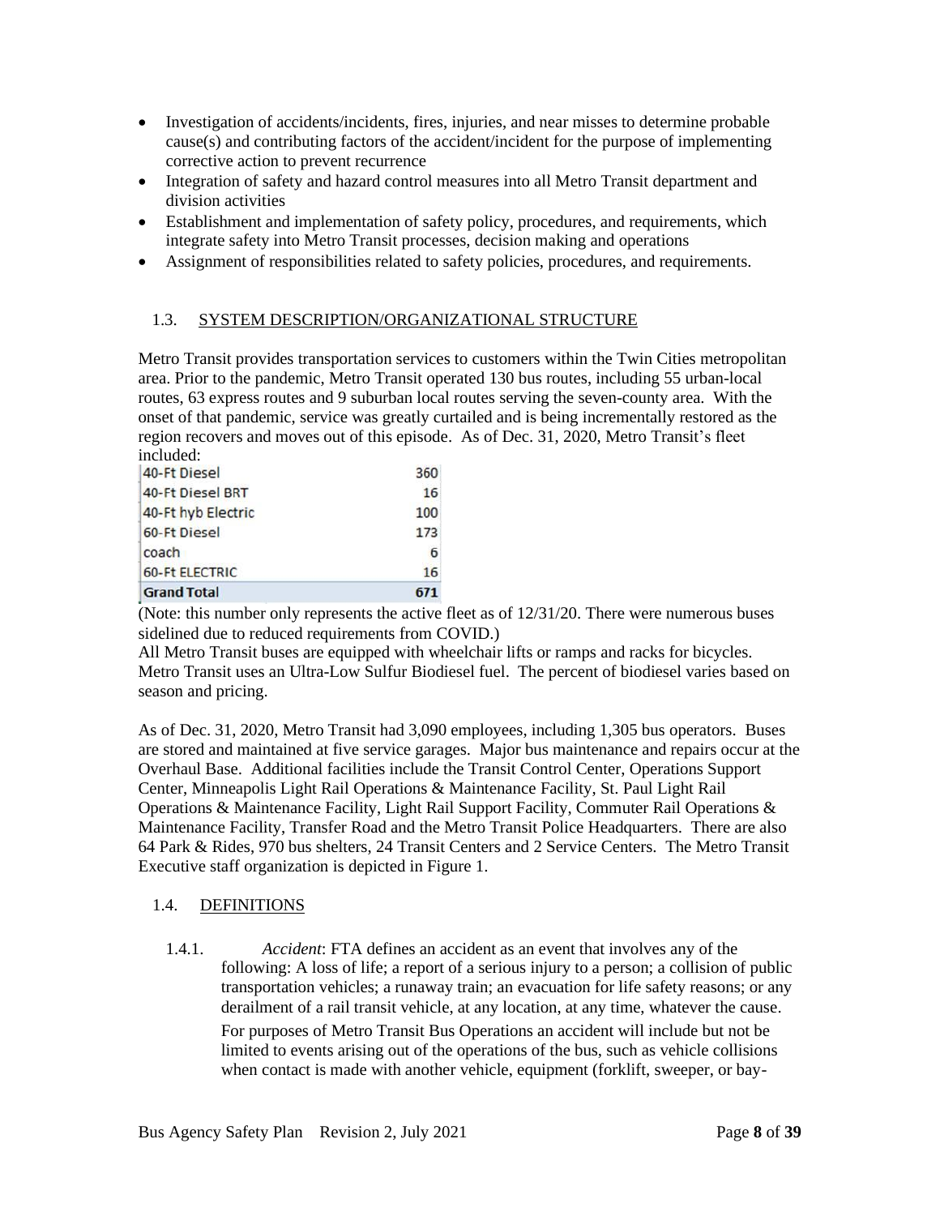- Investigation of accidents/incidents, fires, injuries, and near misses to determine probable cause(s) and contributing factors of the accident/incident for the purpose of implementing corrective action to prevent recurrence
- Integration of safety and hazard control measures into all Metro Transit department and division activities
- Establishment and implementation of safety policy, procedures, and requirements, which integrate safety into Metro Transit processes, decision making and operations
- Assignment of responsibilities related to safety policies, procedures, and requirements.

## 1.3. SYSTEM DESCRIPTION/ORGANIZATIONAL STRUCTURE

Metro Transit provides transportation services to customers within the Twin Cities metropolitan area. Prior to the pandemic, Metro Transit operated 130 bus routes, including 55 urban-local routes, 63 express routes and 9 suburban local routes serving the seven-county area. With the onset of that pandemic, service was greatly curtailed and is being incrementally restored as the region recovers and moves out of this episode. As of Dec. 31, 2020, Metro Transit's fleet included:

| | |
|---|---|
| 40-Ft Diesel | 360 |
| 40-Ft Diesel BRT | 16 |
| 40-Ft hyb Electric | 100 |
| 60-Ft Diesel | 173 |
| coach | 6 |
| 60-Ft ELECTRIC | 16 |
| **Grand Total** | **671** |

(Note: this number only represents the active fleet as of 12/31/20. There were numerous buses sidelined due to reduced requirements from COVID.)

All Metro Transit buses are equipped with wheelchair lifts or ramps and racks for bicycles. Metro Transit uses an Ultra-Low Sulfur Biodiesel fuel. The percent of biodiesel varies based on season and pricing.

As of Dec. 31, 2020, Metro Transit had 3,090 employees, including 1,305 bus operators. Buses are stored and maintained at five service garages. Major bus maintenance and repairs occur at the Overhaul Base. Additional facilities include the Transit Control Center, Operations Support Center, Minneapolis Light Rail Operations & Maintenance Facility, St. Paul Light Rail Operations & Maintenance Facility, Light Rail Support Facility, Commuter Rail Operations & Maintenance Facility, Transfer Road and the Metro Transit Police Headquarters. There are also 64 Park & Rides, 970 bus shelters, 24 Transit Centers and 2 Service Centers. The Metro Transit Executive staff organization is depicted in Figure 1.

## 1.4. DEFINITIONS

1.4.1. *Accident*: FTA defines an accident as an event that involves any of the following: A loss of life; a report of a serious injury to a person; a collision of public transportation vehicles; a runaway train; an evacuation for life safety reasons; or any derailment of a rail transit vehicle, at any location, at any time, whatever the cause.

For purposes of Metro Transit Bus Operations an accident will include but not be limited to events arising out of the operations of the bus, such as vehicle collisions when contact is made with another vehicle, equipment (forklift, sweeper, or bay-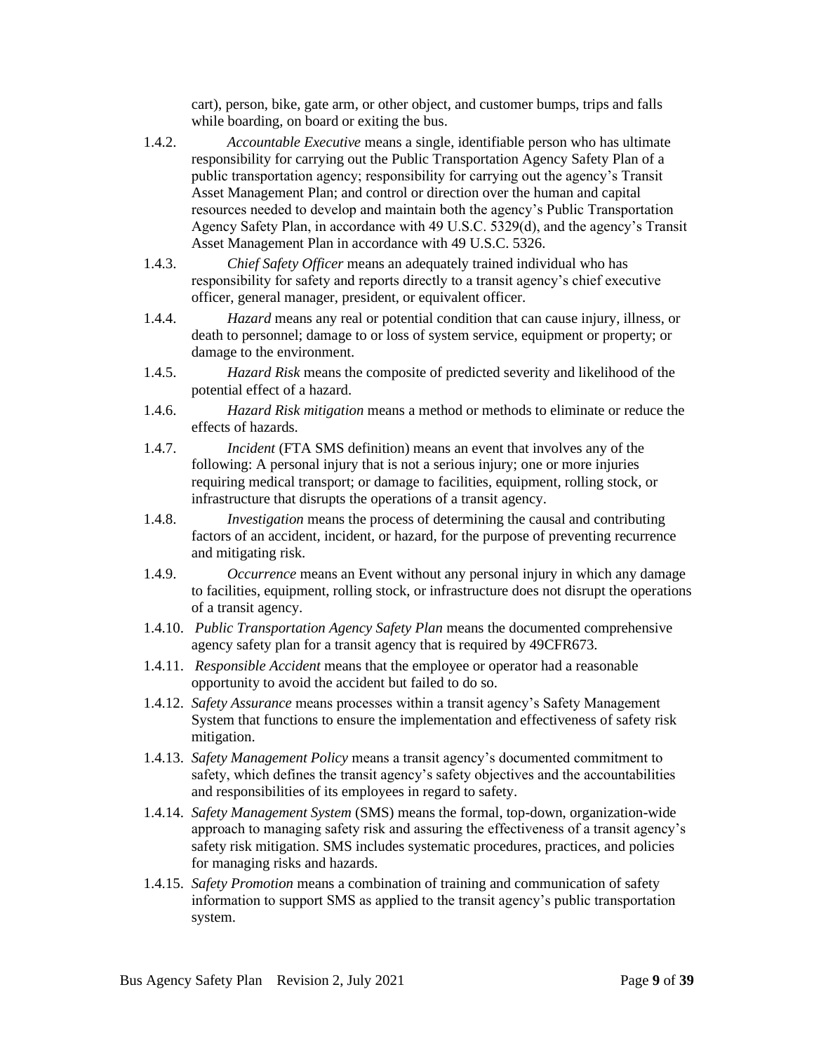cart), person, bike, gate arm, or other object, and customer bumps, trips and falls while boarding, on board or exiting the bus.

1.4.2. *Accountable Executive* means a single, identifiable person who has ultimate responsibility for carrying out the Public Transportation Agency Safety Plan of a public transportation agency; responsibility for carrying out the agency's Transit Asset Management Plan; and control or direction over the human and capital resources needed to develop and maintain both the agency's Public Transportation Agency Safety Plan, in accordance with 49 U.S.C. 5329(d), and the agency's Transit Asset Management Plan in accordance with 49 U.S.C. 5326.

1.4.3. *Chief Safety Officer* means an adequately trained individual who has responsibility for safety and reports directly to a transit agency's chief executive officer, general manager, president, or equivalent officer.

1.4.4. *Hazard* means any real or potential condition that can cause injury, illness, or death to personnel; damage to or loss of system service, equipment or property; or damage to the environment.

1.4.5. *Hazard Risk* means the composite of predicted severity and likelihood of the potential effect of a hazard.

1.4.6. *Hazard Risk mitigation* means a method or methods to eliminate or reduce the effects of hazards.

1.4.7. *Incident* (FTA SMS definition) means an event that involves any of the following: A personal injury that is not a serious injury; one or more injuries requiring medical transport; or damage to facilities, equipment, rolling stock, or infrastructure that disrupts the operations of a transit agency.

1.4.8. *Investigation* means the process of determining the causal and contributing factors of an accident, incident, or hazard, for the purpose of preventing recurrence and mitigating risk.

1.4.9. *Occurrence* means an Event without any personal injury in which any damage to facilities, equipment, rolling stock, or infrastructure does not disrupt the operations of a transit agency.

1.4.10. *Public Transportation Agency Safety Plan* means the documented comprehensive agency safety plan for a transit agency that is required by 49CFR673.

1.4.11. *Responsible Accident* means that the employee or operator had a reasonable opportunity to avoid the accident but failed to do so.

1.4.12. *Safety Assurance* means processes within a transit agency's Safety Management System that functions to ensure the implementation and effectiveness of safety risk mitigation.

1.4.13. *Safety Management Policy* means a transit agency's documented commitment to safety, which defines the transit agency's safety objectives and the accountabilities and responsibilities of its employees in regard to safety.

1.4.14. *Safety Management System* (SMS) means the formal, top-down, organization-wide approach to managing safety risk and assuring the effectiveness of a transit agency's safety risk mitigation. SMS includes systematic procedures, practices, and policies for managing risks and hazards.

1.4.15. *Safety Promotion* means a combination of training and communication of safety information to support SMS as applied to the transit agency's public transportation system.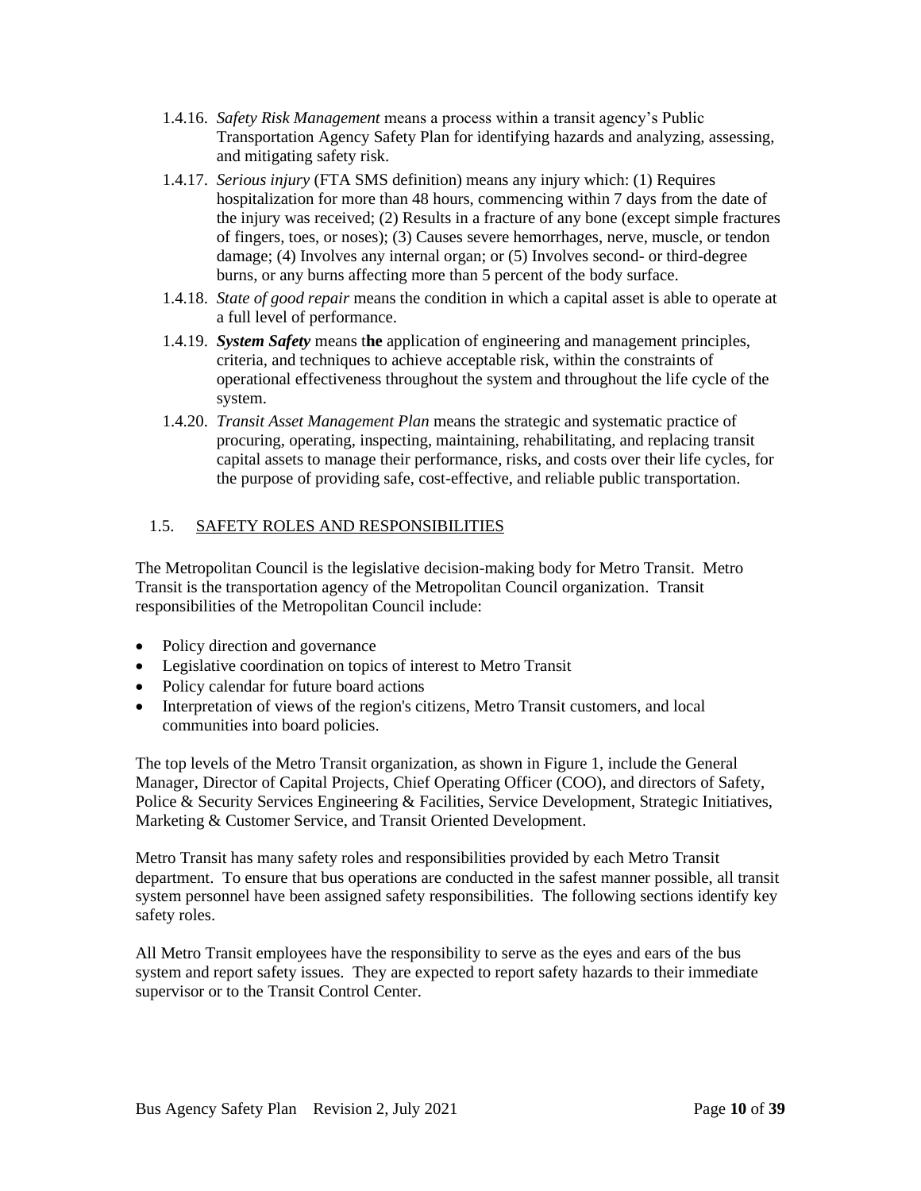1.4.16. *Safety Risk Management* means a process within a transit agency's Public Transportation Agency Safety Plan for identifying hazards and analyzing, assessing, and mitigating safety risk.

1.4.17. *Serious injury* (FTA SMS definition) means any injury which: (1) Requires hospitalization for more than 48 hours, commencing within 7 days from the date of the injury was received; (2) Results in a fracture of any bone (except simple fractures of fingers, toes, or noses); (3) Causes severe hemorrhages, nerve, muscle, or tendon damage; (4) Involves any internal organ; or (5) Involves second- or third-degree burns, or any burns affecting more than 5 percent of the body surface.

1.4.18. *State of good repair* means the condition in which a capital asset is able to operate at a full level of performance.

1.4.19. ***System Safety*** means t**he** application of engineering and management principles, criteria, and techniques to achieve acceptable risk, within the constraints of operational effectiveness throughout the system and throughout the life cycle of the system.

1.4.20. *Transit Asset Management Plan* means the strategic and systematic practice of procuring, operating, inspecting, maintaining, rehabilitating, and replacing transit capital assets to manage their performance, risks, and costs over their life cycles, for the purpose of providing safe, cost-effective, and reliable public transportation.

## 1.5. SAFETY ROLES AND RESPONSIBILITIES

The Metropolitan Council is the legislative decision-making body for Metro Transit. Metro Transit is the transportation agency of the Metropolitan Council organization. Transit responsibilities of the Metropolitan Council include:

- Policy direction and governance
- Legislative coordination on topics of interest to Metro Transit
- Policy calendar for future board actions
- Interpretation of views of the region's citizens, Metro Transit customers, and local communities into board policies.

The top levels of the Metro Transit organization, as shown in Figure 1, include the General Manager, Director of Capital Projects, Chief Operating Officer (COO), and directors of Safety, Police & Security Services Engineering & Facilities, Service Development, Strategic Initiatives, Marketing & Customer Service, and Transit Oriented Development.

Metro Transit has many safety roles and responsibilities provided by each Metro Transit department. To ensure that bus operations are conducted in the safest manner possible, all transit system personnel have been assigned safety responsibilities. The following sections identify key safety roles.

All Metro Transit employees have the responsibility to serve as the eyes and ears of the bus system and report safety issues. They are expected to report safety hazards to their immediate supervisor or to the Transit Control Center.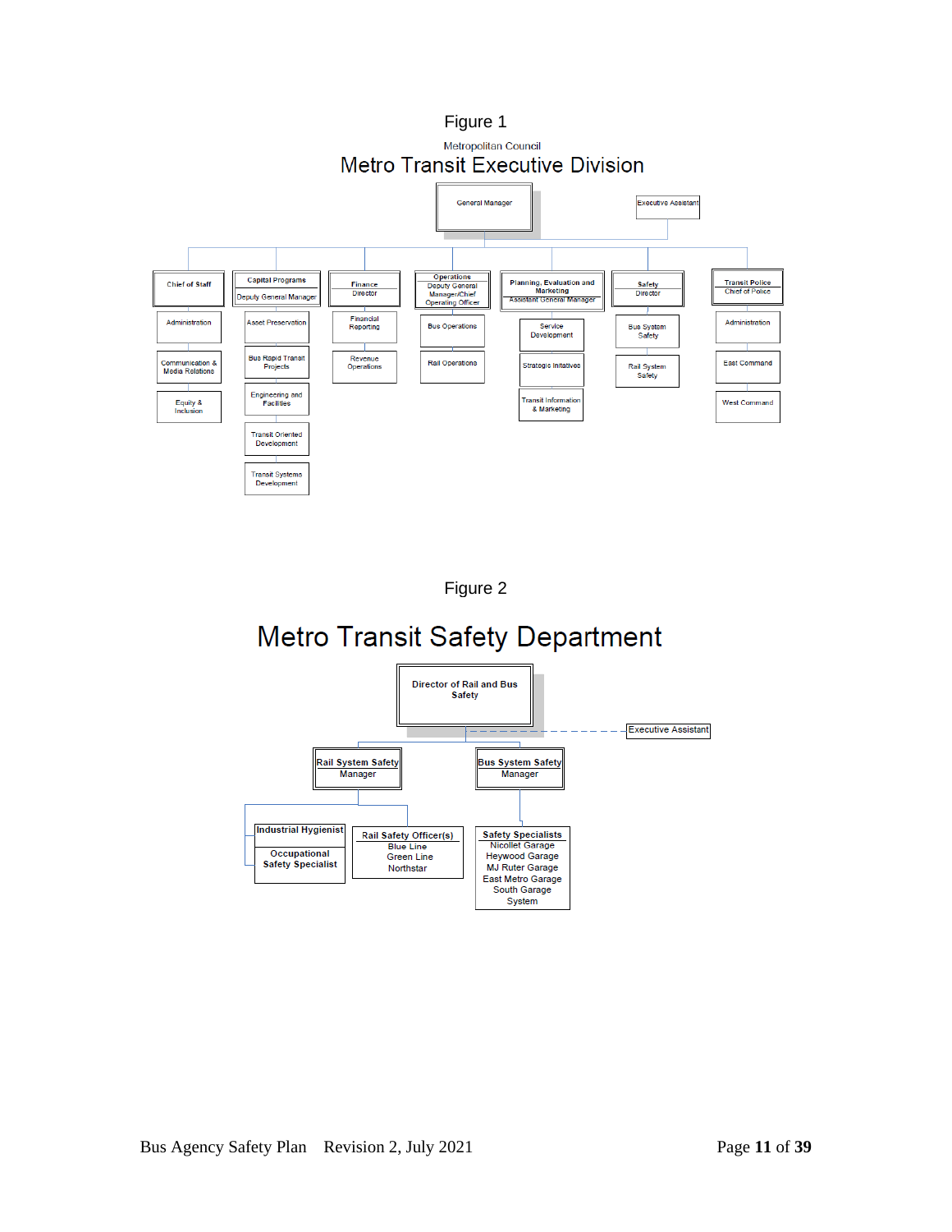Figure 1

Metropolitan Council

# Metro Transit Executive Division

- General Manager
  - Executive Assistant
  - Chief of Staff
    - Administration
    - Communication & Media Relations
    - Equity & Inclusion
  - Capital Programs – Deputy General Manager
    - Asset Preservation
    - Bus Rapid Transit Projects
    - Engineering and Facilities
    - Transit Oriented Development
    - Transit Systems Development
  - Finance – Director
    - Financial Reporting
    - Revenue Operations
  - Operations – Deputy General Manager/Chief Operating Officer
    - Bus Operations
    - Rail Operations
  - Planning, Evaluation and Marketing – Assistant General Manager
    - Service Development
    - Strategic Initiatives
    - Transit Information & Marketing
  - Safety – Director
    - Bus System Safety
    - Rail System Safety
  - Transit Police – Chief of Police
    - Administration
    - East Command
    - West Command

Figure 2

# Metro Transit Safety Department

- Director of Rail and Bus Safety
  - Executive Assistant
  - Rail System Safety Manager
    - Industrial Hygienist
    - Occupational Safety Specialist
    - Rail Safety Officer(s): Blue Line, Green Line, Northstar
  - Bus System Safety Manager
    - Safety Specialists: Nicollet Garage, Heywood Garage, MJ Ruter Garage, East Metro Garage, South Garage, System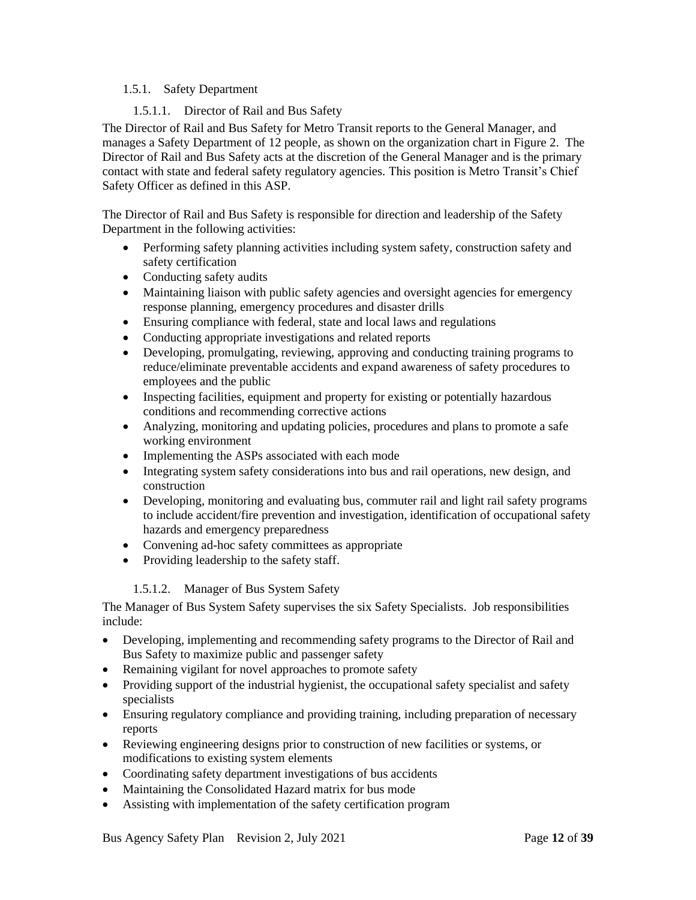### 1.5.1. Safety Department

#### 1.5.1.1. Director of Rail and Bus Safety

The Director of Rail and Bus Safety for Metro Transit reports to the General Manager, and manages a Safety Department of 12 people, as shown on the organization chart in Figure 2. The Director of Rail and Bus Safety acts at the discretion of the General Manager and is the primary contact with state and federal safety regulatory agencies. This position is Metro Transit's Chief Safety Officer as defined in this ASP.

The Director of Rail and Bus Safety is responsible for direction and leadership of the Safety Department in the following activities:

- Performing safety planning activities including system safety, construction safety and safety certification
- Conducting safety audits
- Maintaining liaison with public safety agencies and oversight agencies for emergency response planning, emergency procedures and disaster drills
- Ensuring compliance with federal, state and local laws and regulations
- Conducting appropriate investigations and related reports
- Developing, promulgating, reviewing, approving and conducting training programs to reduce/eliminate preventable accidents and expand awareness of safety procedures to employees and the public
- Inspecting facilities, equipment and property for existing or potentially hazardous conditions and recommending corrective actions
- Analyzing, monitoring and updating policies, procedures and plans to promote a safe working environment
- Implementing the ASPs associated with each mode
- Integrating system safety considerations into bus and rail operations, new design, and construction
- Developing, monitoring and evaluating bus, commuter rail and light rail safety programs to include accident/fire prevention and investigation, identification of occupational safety hazards and emergency preparedness
- Convening ad-hoc safety committees as appropriate
- Providing leadership to the safety staff.

#### 1.5.1.2. Manager of Bus System Safety

The Manager of Bus System Safety supervises the six Safety Specialists. Job responsibilities include:

- Developing, implementing and recommending safety programs to the Director of Rail and Bus Safety to maximize public and passenger safety
- Remaining vigilant for novel approaches to promote safety
- Providing support of the industrial hygienist, the occupational safety specialist and safety specialists
- Ensuring regulatory compliance and providing training, including preparation of necessary reports
- Reviewing engineering designs prior to construction of new facilities or systems, or modifications to existing system elements
- Coordinating safety department investigations of bus accidents
- Maintaining the Consolidated Hazard matrix for bus mode
- Assisting with implementation of the safety certification program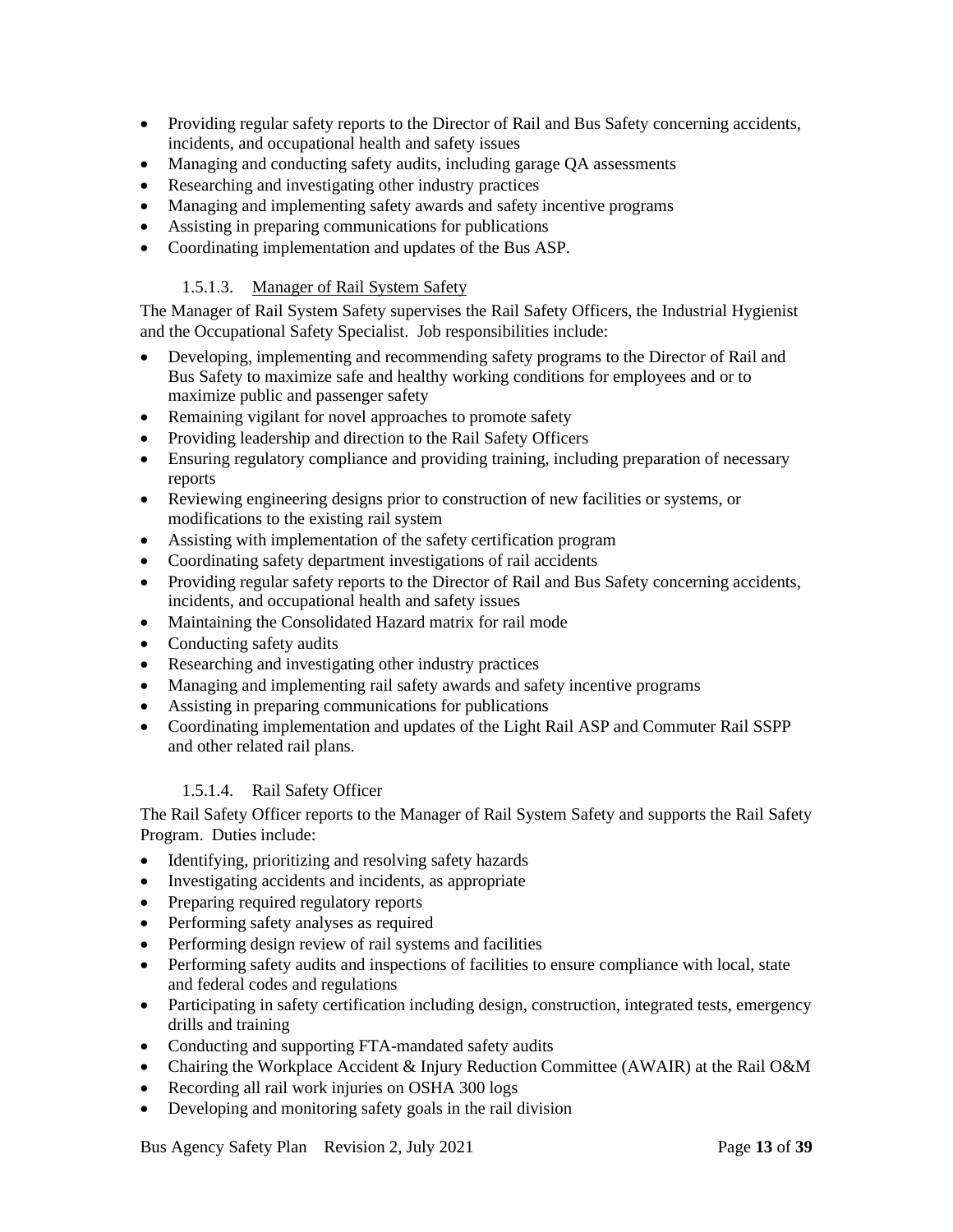- Providing regular safety reports to the Director of Rail and Bus Safety concerning accidents, incidents, and occupational health and safety issues
- Managing and conducting safety audits, including garage QA assessments
- Researching and investigating other industry practices
- Managing and implementing safety awards and safety incentive programs
- Assisting in preparing communications for publications
- Coordinating implementation and updates of the Bus ASP.

#### 1.5.1.3. Manager of Rail System Safety

The Manager of Rail System Safety supervises the Rail Safety Officers, the Industrial Hygienist and the Occupational Safety Specialist. Job responsibilities include:

- Developing, implementing and recommending safety programs to the Director of Rail and Bus Safety to maximize safe and healthy working conditions for employees and or to maximize public and passenger safety
- Remaining vigilant for novel approaches to promote safety
- Providing leadership and direction to the Rail Safety Officers
- Ensuring regulatory compliance and providing training, including preparation of necessary reports
- Reviewing engineering designs prior to construction of new facilities or systems, or modifications to the existing rail system
- Assisting with implementation of the safety certification program
- Coordinating safety department investigations of rail accidents
- Providing regular safety reports to the Director of Rail and Bus Safety concerning accidents, incidents, and occupational health and safety issues
- Maintaining the Consolidated Hazard matrix for rail mode
- Conducting safety audits
- Researching and investigating other industry practices
- Managing and implementing rail safety awards and safety incentive programs
- Assisting in preparing communications for publications
- Coordinating implementation and updates of the Light Rail ASP and Commuter Rail SSPP and other related rail plans.

#### 1.5.1.4. Rail Safety Officer

The Rail Safety Officer reports to the Manager of Rail System Safety and supports the Rail Safety Program. Duties include:

- Identifying, prioritizing and resolving safety hazards
- Investigating accidents and incidents, as appropriate
- Preparing required regulatory reports
- Performing safety analyses as required
- Performing design review of rail systems and facilities
- Performing safety audits and inspections of facilities to ensure compliance with local, state and federal codes and regulations
- Participating in safety certification including design, construction, integrated tests, emergency drills and training
- Conducting and supporting FTA-mandated safety audits
- Chairing the Workplace Accident & Injury Reduction Committee (AWAIR) at the Rail O&M
- Recording all rail work injuries on OSHA 300 logs
- Developing and monitoring safety goals in the rail division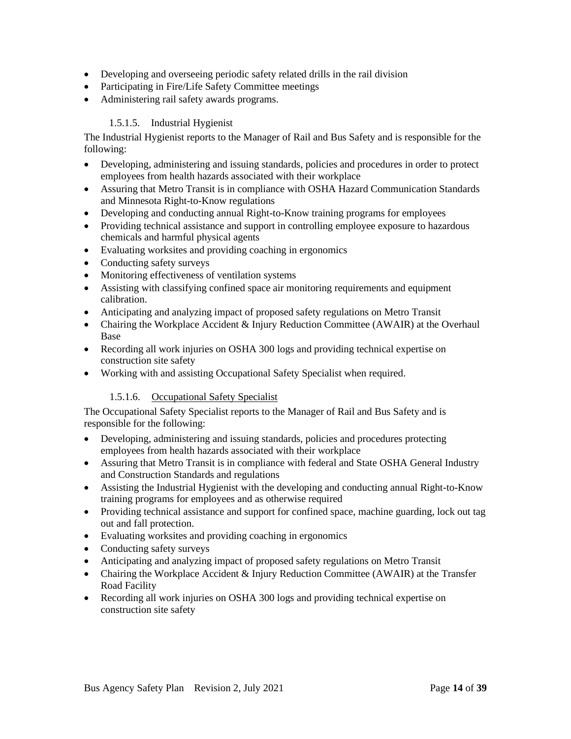- Developing and overseeing periodic safety related drills in the rail division
- Participating in Fire/Life Safety Committee meetings
- Administering rail safety awards programs.

#### 1.5.1.5. Industrial Hygienist

The Industrial Hygienist reports to the Manager of Rail and Bus Safety and is responsible for the following:

- Developing, administering and issuing standards, policies and procedures in order to protect employees from health hazards associated with their workplace
- Assuring that Metro Transit is in compliance with OSHA Hazard Communication Standards and Minnesota Right-to-Know regulations
- Developing and conducting annual Right-to-Know training programs for employees
- Providing technical assistance and support in controlling employee exposure to hazardous chemicals and harmful physical agents
- Evaluating worksites and providing coaching in ergonomics
- Conducting safety surveys
- Monitoring effectiveness of ventilation systems
- Assisting with classifying confined space air monitoring requirements and equipment calibration.
- Anticipating and analyzing impact of proposed safety regulations on Metro Transit
- Chairing the Workplace Accident & Injury Reduction Committee (AWAIR) at the Overhaul Base
- Recording all work injuries on OSHA 300 logs and providing technical expertise on construction site safety
- Working with and assisting Occupational Safety Specialist when required.

#### 1.5.1.6. Occupational Safety Specialist

The Occupational Safety Specialist reports to the Manager of Rail and Bus Safety and is responsible for the following:

- Developing, administering and issuing standards, policies and procedures protecting employees from health hazards associated with their workplace
- Assuring that Metro Transit is in compliance with federal and State OSHA General Industry and Construction Standards and regulations
- Assisting the Industrial Hygienist with the developing and conducting annual Right-to-Know training programs for employees and as otherwise required
- Providing technical assistance and support for confined space, machine guarding, lock out tag out and fall protection.
- Evaluating worksites and providing coaching in ergonomics
- Conducting safety surveys
- Anticipating and analyzing impact of proposed safety regulations on Metro Transit
- Chairing the Workplace Accident & Injury Reduction Committee (AWAIR) at the Transfer Road Facility
- Recording all work injuries on OSHA 300 logs and providing technical expertise on construction site safety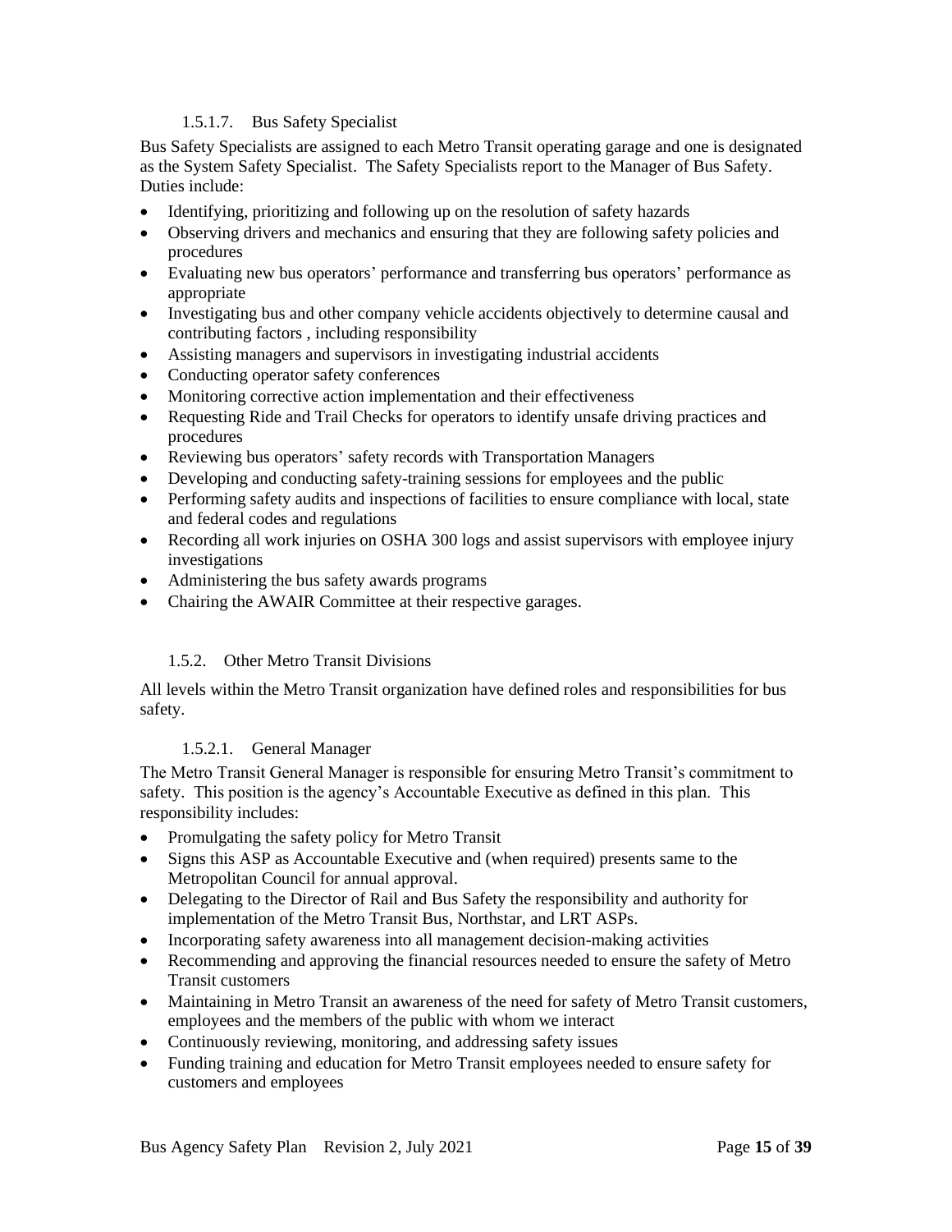#### 1.5.1.7. Bus Safety Specialist

Bus Safety Specialists are assigned to each Metro Transit operating garage and one is designated as the System Safety Specialist. The Safety Specialists report to the Manager of Bus Safety. Duties include:

- Identifying, prioritizing and following up on the resolution of safety hazards
- Observing drivers and mechanics and ensuring that they are following safety policies and procedures
- Evaluating new bus operators' performance and transferring bus operators' performance as appropriate
- Investigating bus and other company vehicle accidents objectively to determine causal and contributing factors , including responsibility
- Assisting managers and supervisors in investigating industrial accidents
- Conducting operator safety conferences
- Monitoring corrective action implementation and their effectiveness
- Requesting Ride and Trail Checks for operators to identify unsafe driving practices and procedures
- Reviewing bus operators' safety records with Transportation Managers
- Developing and conducting safety-training sessions for employees and the public
- Performing safety audits and inspections of facilities to ensure compliance with local, state and federal codes and regulations
- Recording all work injuries on OSHA 300 logs and assist supervisors with employee injury investigations
- Administering the bus safety awards programs
- Chairing the AWAIR Committee at their respective garages.

### 1.5.2. Other Metro Transit Divisions

All levels within the Metro Transit organization have defined roles and responsibilities for bus safety.

#### 1.5.2.1. General Manager

The Metro Transit General Manager is responsible for ensuring Metro Transit's commitment to safety. This position is the agency's Accountable Executive as defined in this plan. This responsibility includes:

- Promulgating the safety policy for Metro Transit
- Signs this ASP as Accountable Executive and (when required) presents same to the Metropolitan Council for annual approval.
- Delegating to the Director of Rail and Bus Safety the responsibility and authority for implementation of the Metro Transit Bus, Northstar, and LRT ASPs.
- Incorporating safety awareness into all management decision-making activities
- Recommending and approving the financial resources needed to ensure the safety of Metro Transit customers
- Maintaining in Metro Transit an awareness of the need for safety of Metro Transit customers, employees and the members of the public with whom we interact
- Continuously reviewing, monitoring, and addressing safety issues
- Funding training and education for Metro Transit employees needed to ensure safety for customers and employees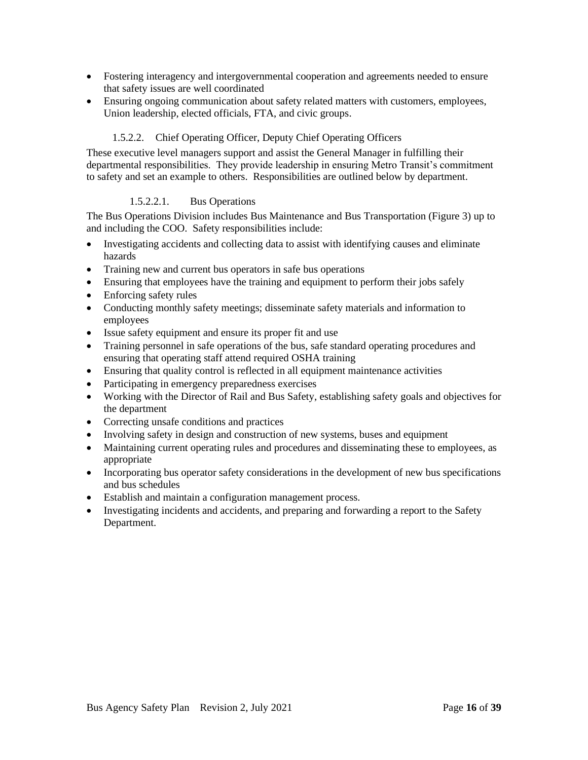- Fostering interagency and intergovernmental cooperation and agreements needed to ensure that safety issues are well coordinated
- Ensuring ongoing communication about safety related matters with customers, employees, Union leadership, elected officials, FTA, and civic groups.

#### 1.5.2.2. Chief Operating Officer, Deputy Chief Operating Officers

These executive level managers support and assist the General Manager in fulfilling their departmental responsibilities. They provide leadership in ensuring Metro Transit's commitment to safety and set an example to others. Responsibilities are outlined below by department.

##### 1.5.2.2.1. Bus Operations

The Bus Operations Division includes Bus Maintenance and Bus Transportation (Figure 3) up to and including the COO. Safety responsibilities include:

- Investigating accidents and collecting data to assist with identifying causes and eliminate hazards
- Training new and current bus operators in safe bus operations
- Ensuring that employees have the training and equipment to perform their jobs safely
- Enforcing safety rules
- Conducting monthly safety meetings; disseminate safety materials and information to employees
- Issue safety equipment and ensure its proper fit and use
- Training personnel in safe operations of the bus, safe standard operating procedures and ensuring that operating staff attend required OSHA training
- Ensuring that quality control is reflected in all equipment maintenance activities
- Participating in emergency preparedness exercises
- Working with the Director of Rail and Bus Safety, establishing safety goals and objectives for the department
- Correcting unsafe conditions and practices
- Involving safety in design and construction of new systems, buses and equipment
- Maintaining current operating rules and procedures and disseminating these to employees, as appropriate
- Incorporating bus operator safety considerations in the development of new bus specifications and bus schedules
- Establish and maintain a configuration management process.
- Investigating incidents and accidents, and preparing and forwarding a report to the Safety Department.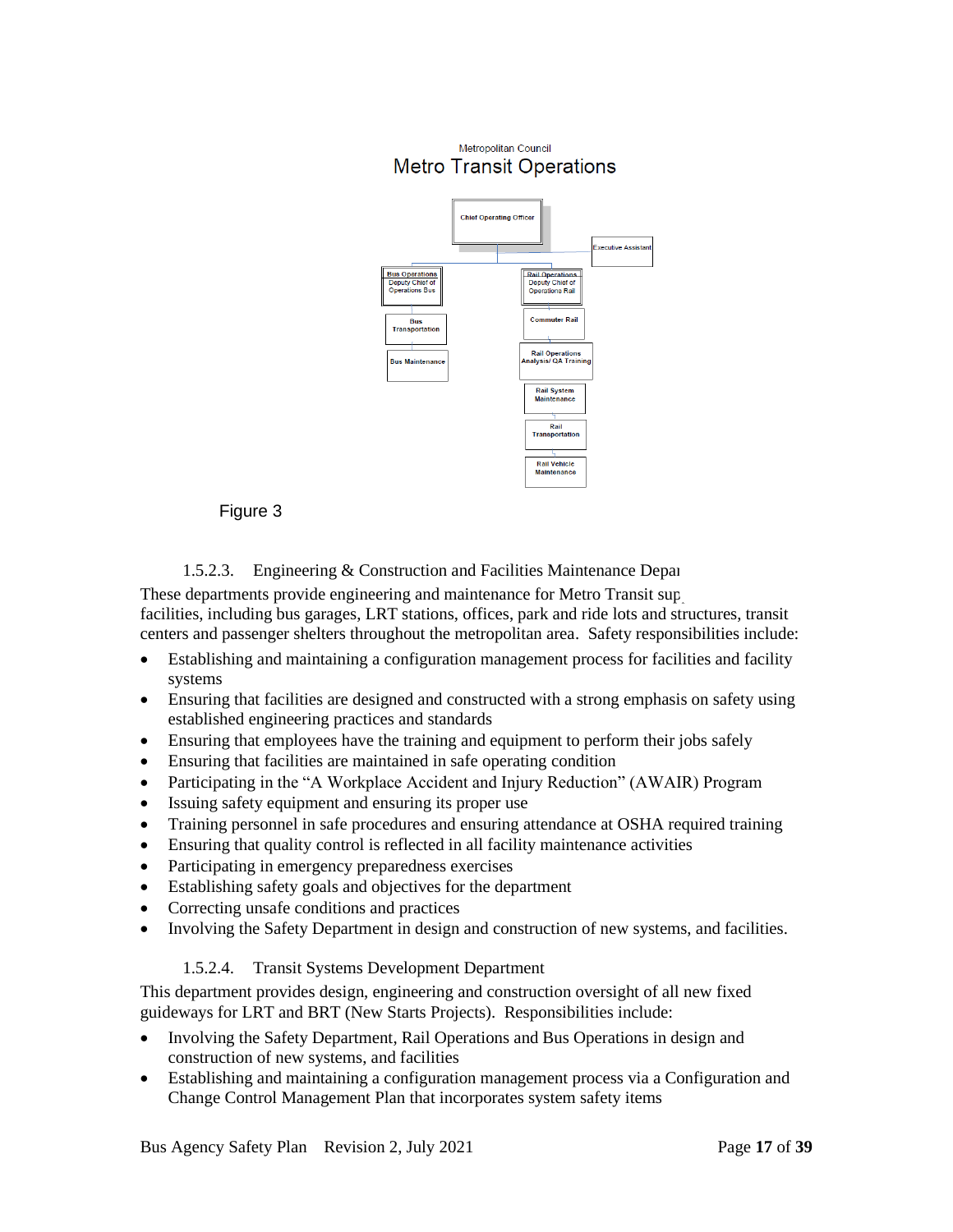Metropolitan Council

Metro Transit Operations

- Chief Operating Officer
  - Executive Assistant
  - Bus Operations Deputy Chief of Operations Bus
    - Bus Transportation
    - Bus Maintenance
  - Rail Operations Deputy Chief of Operations Rail
    - Commuter Rail
    - Rail Operations Analysis/ QA Training
    - Rail System Maintenance
    - Rail Transportation
    - Rail Vehicle Maintenance

Figure 3

#### 1.5.2.3. Engineering & Construction and Facilities Maintenance Depar

These departments provide engineering and maintenance for Metro Transit sup facilities, including bus garages, LRT stations, offices, park and ride lots and structures, transit centers and passenger shelters throughout the metropolitan area. Safety responsibilities include:

- Establishing and maintaining a configuration management process for facilities and facility systems
- Ensuring that facilities are designed and constructed with a strong emphasis on safety using established engineering practices and standards
- Ensuring that employees have the training and equipment to perform their jobs safely
- Ensuring that facilities are maintained in safe operating condition
- Participating in the "A Workplace Accident and Injury Reduction" (AWAIR) Program
- Issuing safety equipment and ensuring its proper use
- Training personnel in safe procedures and ensuring attendance at OSHA required training
- Ensuring that quality control is reflected in all facility maintenance activities
- Participating in emergency preparedness exercises
- Establishing safety goals and objectives for the department
- Correcting unsafe conditions and practices
- Involving the Safety Department in design and construction of new systems, and facilities.

#### 1.5.2.4. Transit Systems Development Department

This department provides design, engineering and construction oversight of all new fixed guideways for LRT and BRT (New Starts Projects). Responsibilities include:

- Involving the Safety Department, Rail Operations and Bus Operations in design and construction of new systems, and facilities
- Establishing and maintaining a configuration management process via a Configuration and Change Control Management Plan that incorporates system safety items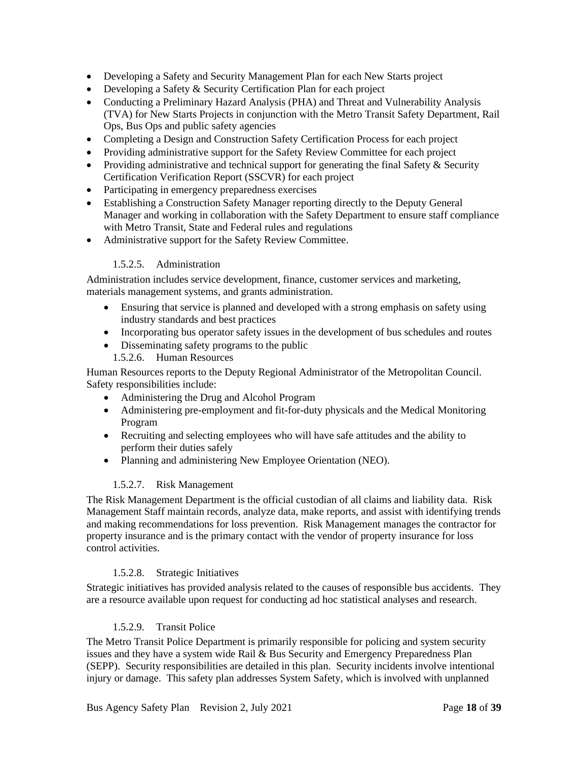- Developing a Safety and Security Management Plan for each New Starts project
- Developing a Safety & Security Certification Plan for each project
- Conducting a Preliminary Hazard Analysis (PHA) and Threat and Vulnerability Analysis (TVA) for New Starts Projects in conjunction with the Metro Transit Safety Department, Rail Ops, Bus Ops and public safety agencies
- Completing a Design and Construction Safety Certification Process for each project
- Providing administrative support for the Safety Review Committee for each project
- Providing administrative and technical support for generating the final Safety & Security Certification Verification Report (SSCVR) for each project
- Participating in emergency preparedness exercises
- Establishing a Construction Safety Manager reporting directly to the Deputy General Manager and working in collaboration with the Safety Department to ensure staff compliance with Metro Transit, State and Federal rules and regulations
- Administrative support for the Safety Review Committee.

#### 1.5.2.5. Administration

Administration includes service development, finance, customer services and marketing, materials management systems, and grants administration.

- Ensuring that service is planned and developed with a strong emphasis on safety using industry standards and best practices
- Incorporating bus operator safety issues in the development of bus schedules and routes
- Disseminating safety programs to the public

#### 1.5.2.6. Human Resources

Human Resources reports to the Deputy Regional Administrator of the Metropolitan Council. Safety responsibilities include:

- Administering the Drug and Alcohol Program
- Administering pre-employment and fit-for-duty physicals and the Medical Monitoring Program
- Recruiting and selecting employees who will have safe attitudes and the ability to perform their duties safely
- Planning and administering New Employee Orientation (NEO).

#### 1.5.2.7. Risk Management

The Risk Management Department is the official custodian of all claims and liability data. Risk Management Staff maintain records, analyze data, make reports, and assist with identifying trends and making recommendations for loss prevention. Risk Management manages the contractor for property insurance and is the primary contact with the vendor of property insurance for loss control activities.

#### 1.5.2.8. Strategic Initiatives

Strategic initiatives has provided analysis related to the causes of responsible bus accidents. They are a resource available upon request for conducting ad hoc statistical analyses and research.

#### 1.5.2.9. Transit Police

The Metro Transit Police Department is primarily responsible for policing and system security issues and they have a system wide Rail & Bus Security and Emergency Preparedness Plan (SEPP). Security responsibilities are detailed in this plan. Security incidents involve intentional injury or damage. This safety plan addresses System Safety, which is involved with unplanned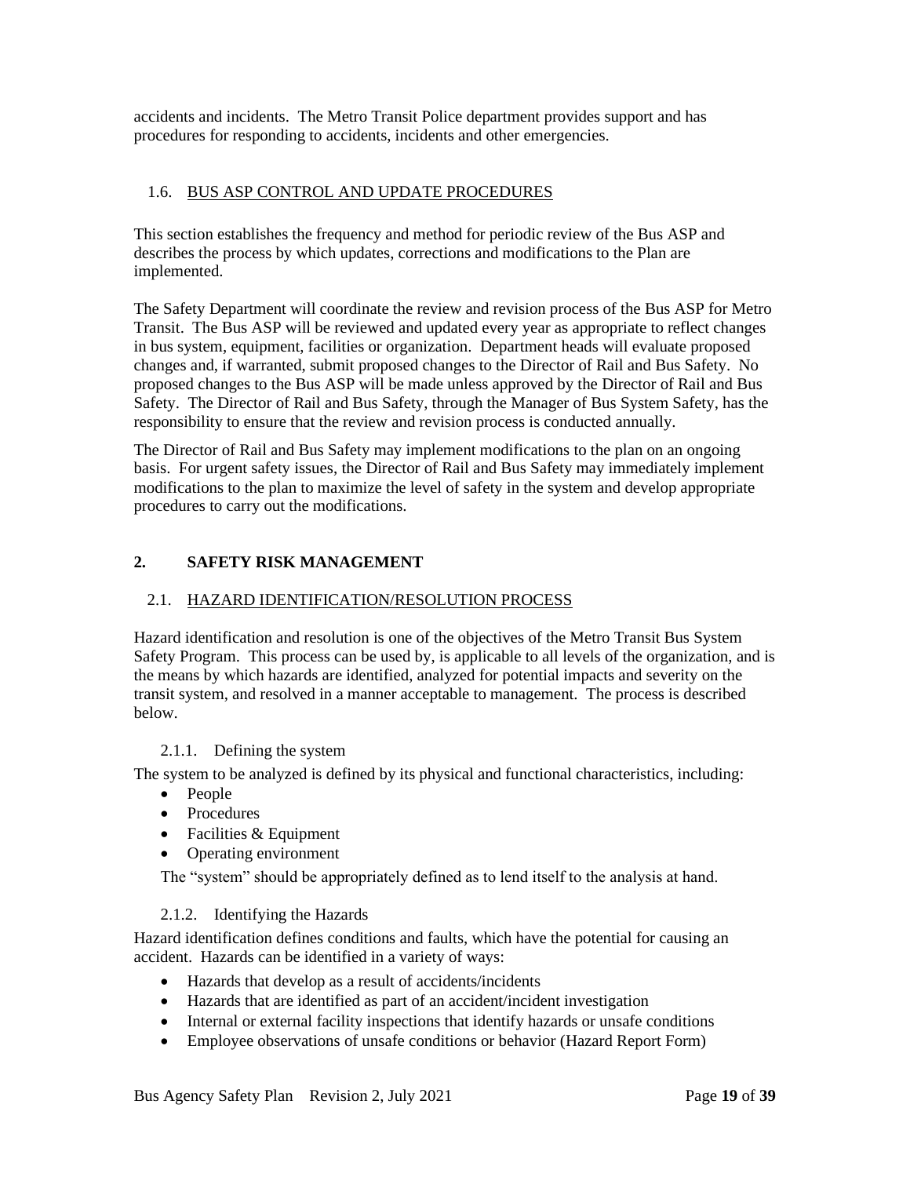accidents and incidents. The Metro Transit Police department provides support and has procedures for responding to accidents, incidents and other emergencies.

### 1.6. BUS ASP CONTROL AND UPDATE PROCEDURES

This section establishes the frequency and method for periodic review of the Bus ASP and describes the process by which updates, corrections and modifications to the Plan are implemented.

The Safety Department will coordinate the review and revision process of the Bus ASP for Metro Transit. The Bus ASP will be reviewed and updated every year as appropriate to reflect changes in bus system, equipment, facilities or organization. Department heads will evaluate proposed changes and, if warranted, submit proposed changes to the Director of Rail and Bus Safety. No proposed changes to the Bus ASP will be made unless approved by the Director of Rail and Bus Safety. The Director of Rail and Bus Safety, through the Manager of Bus System Safety, has the responsibility to ensure that the review and revision process is conducted annually.

The Director of Rail and Bus Safety may implement modifications to the plan on an ongoing basis. For urgent safety issues, the Director of Rail and Bus Safety may immediately implement modifications to the plan to maximize the level of safety in the system and develop appropriate procedures to carry out the modifications.

## 2. SAFETY RISK MANAGEMENT

### 2.1. HAZARD IDENTIFICATION/RESOLUTION PROCESS

Hazard identification and resolution is one of the objectives of the Metro Transit Bus System Safety Program. This process can be used by, is applicable to all levels of the organization, and is the means by which hazards are identified, analyzed for potential impacts and severity on the transit system, and resolved in a manner acceptable to management. The process is described below.

#### 2.1.1. Defining the system

The system to be analyzed is defined by its physical and functional characteristics, including:

- People
- Procedures
- Facilities & Equipment
- Operating environment

The "system" should be appropriately defined as to lend itself to the analysis at hand.

#### 2.1.2. Identifying the Hazards

Hazard identification defines conditions and faults, which have the potential for causing an accident. Hazards can be identified in a variety of ways:

- Hazards that develop as a result of accidents/incidents
- Hazards that are identified as part of an accident/incident investigation
- Internal or external facility inspections that identify hazards or unsafe conditions
- Employee observations of unsafe conditions or behavior (Hazard Report Form)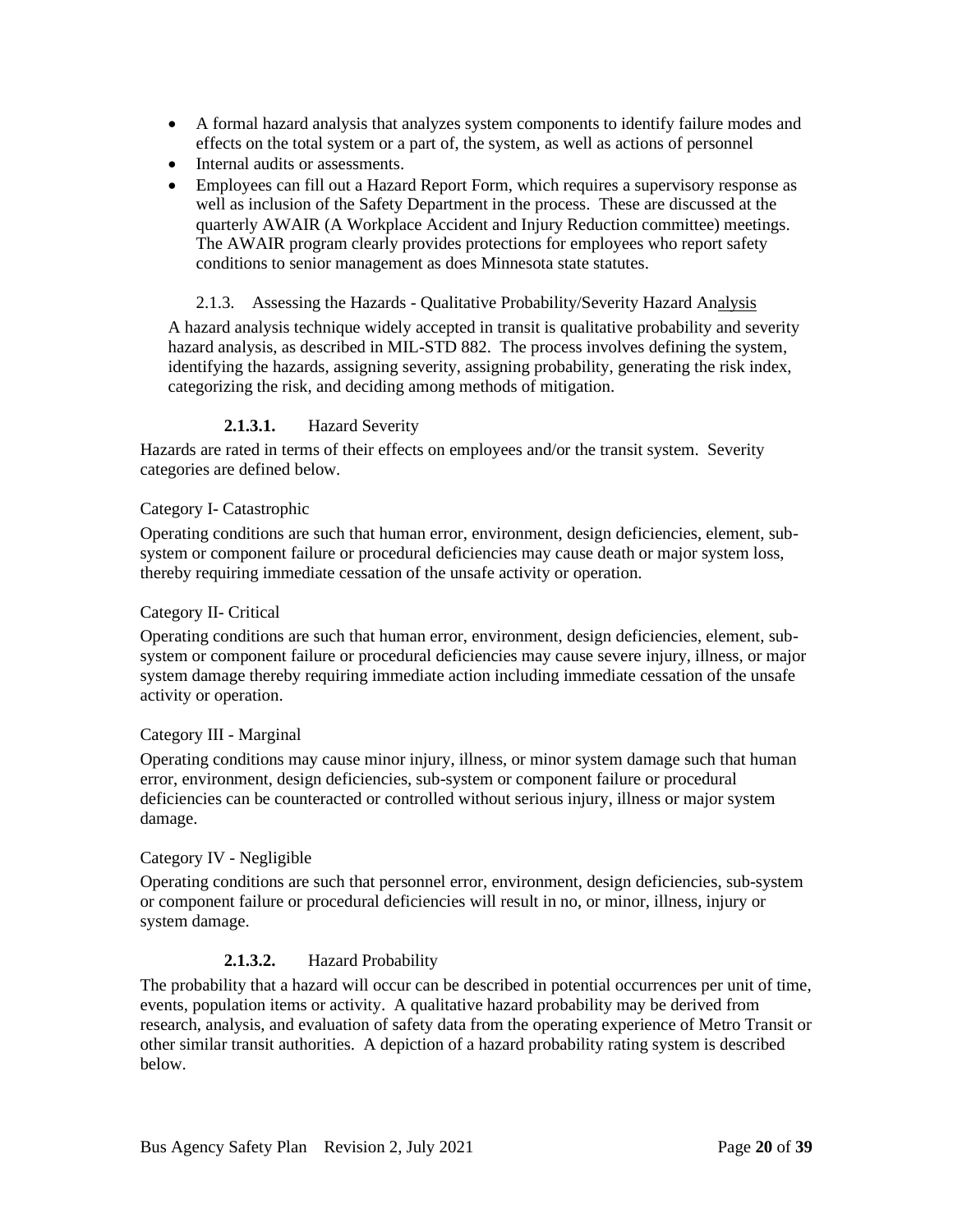- A formal hazard analysis that analyzes system components to identify failure modes and effects on the total system or a part of, the system, as well as actions of personnel
- Internal audits or assessments.
- Employees can fill out a Hazard Report Form, which requires a supervisory response as well as inclusion of the Safety Department in the process. These are discussed at the quarterly AWAIR (A Workplace Accident and Injury Reduction committee) meetings. The AWAIR program clearly provides protections for employees who report safety conditions to senior management as does Minnesota state statutes.

### 2.1.3. Assessing the Hazards - Qualitative Probability/Severity Hazard Analysis

A hazard analysis technique widely accepted in transit is qualitative probability and severity hazard analysis, as described in MIL-STD 882. The process involves defining the system, identifying the hazards, assigning severity, assigning probability, generating the risk index, categorizing the risk, and deciding among methods of mitigation.

#### **2.1.3.1.** Hazard Severity

Hazards are rated in terms of their effects on employees and/or the transit system. Severity categories are defined below.

Category I- Catastrophic

Operating conditions are such that human error, environment, design deficiencies, element, sub-system or component failure or procedural deficiencies may cause death or major system loss, thereby requiring immediate cessation of the unsafe activity or operation.

Category II- Critical

Operating conditions are such that human error, environment, design deficiencies, element, sub-system or component failure or procedural deficiencies may cause severe injury, illness, or major system damage thereby requiring immediate action including immediate cessation of the unsafe activity or operation.

Category III - Marginal

Operating conditions may cause minor injury, illness, or minor system damage such that human error, environment, design deficiencies, sub-system or component failure or procedural deficiencies can be counteracted or controlled without serious injury, illness or major system damage.

Category IV - Negligible

Operating conditions are such that personnel error, environment, design deficiencies, sub-system or component failure or procedural deficiencies will result in no, or minor, illness, injury or system damage.

#### **2.1.3.2.** Hazard Probability

The probability that a hazard will occur can be described in potential occurrences per unit of time, events, population items or activity. A qualitative hazard probability may be derived from research, analysis, and evaluation of safety data from the operating experience of Metro Transit or other similar transit authorities. A depiction of a hazard probability rating system is described below.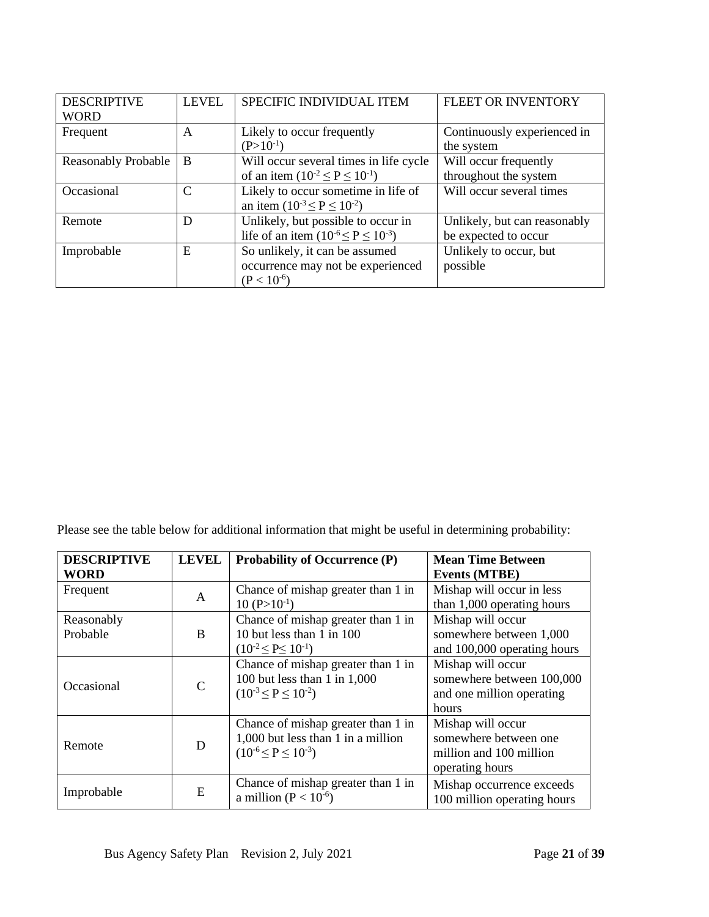| DESCRIPTIVE WORD | LEVEL | SPECIFIC INDIVIDUAL ITEM | FLEET OR INVENTORY |
|---|---|---|---|
| Frequent | A | Likely to occur frequently ($P>10^{-1}$) | Continuously experienced in the system |
| Reasonably Probable | B | Will occur several times in life cycle of an item ($10^{-2} \leq P \leq 10^{-1}$) | Will occur frequently throughout the system |
| Occasional | C | Likely to occur sometime in life of an item ($10^{-3} \leq P \leq 10^{-2}$) | Will occur several times |
| Remote | D | Unlikely, but possible to occur in life of an item ($10^{-6} \leq P \leq 10^{-3}$) | Unlikely, but can reasonably be expected to occur |
| Improbable | E | So unlikely, it can be assumed occurrence may not be experienced ($P < 10^{-6}$) | Unlikely to occur, but possible |

Please see the table below for additional information that might be useful in determining probability:

| **DESCRIPTIVE WORD** | **LEVEL** | **Probability of Occurrence (P)** | **Mean Time Between Events (MTBE)** |
|---|---|---|---|
| Frequent | A | Chance of mishap greater than 1 in 10 ($P>10^{-1}$) | Mishap will occur in less than 1,000 operating hours |
| Reasonably Probable | B | Chance of mishap greater than 1 in 10 but less than 1 in 100 ($10^{-2} \leq P \leq 10^{-1}$) | Mishap will occur somewhere between 1,000 and 100,000 operating hours |
| Occasional | C | Chance of mishap greater than 1 in 100 but less than 1 in 1,000 ($10^{-3} \leq P \leq 10^{-2}$) | Mishap will occur somewhere between 100,000 and one million operating hours |
| Remote | D | Chance of mishap greater than 1 in 1,000 but less than 1 in a million ($10^{-6} \leq P \leq 10^{-3}$) | Mishap will occur somewhere between one million and 100 million operating hours |
| Improbable | E | Chance of mishap greater than 1 in a million ($P < 10^{-6}$) | Mishap occurrence exceeds 100 million operating hours |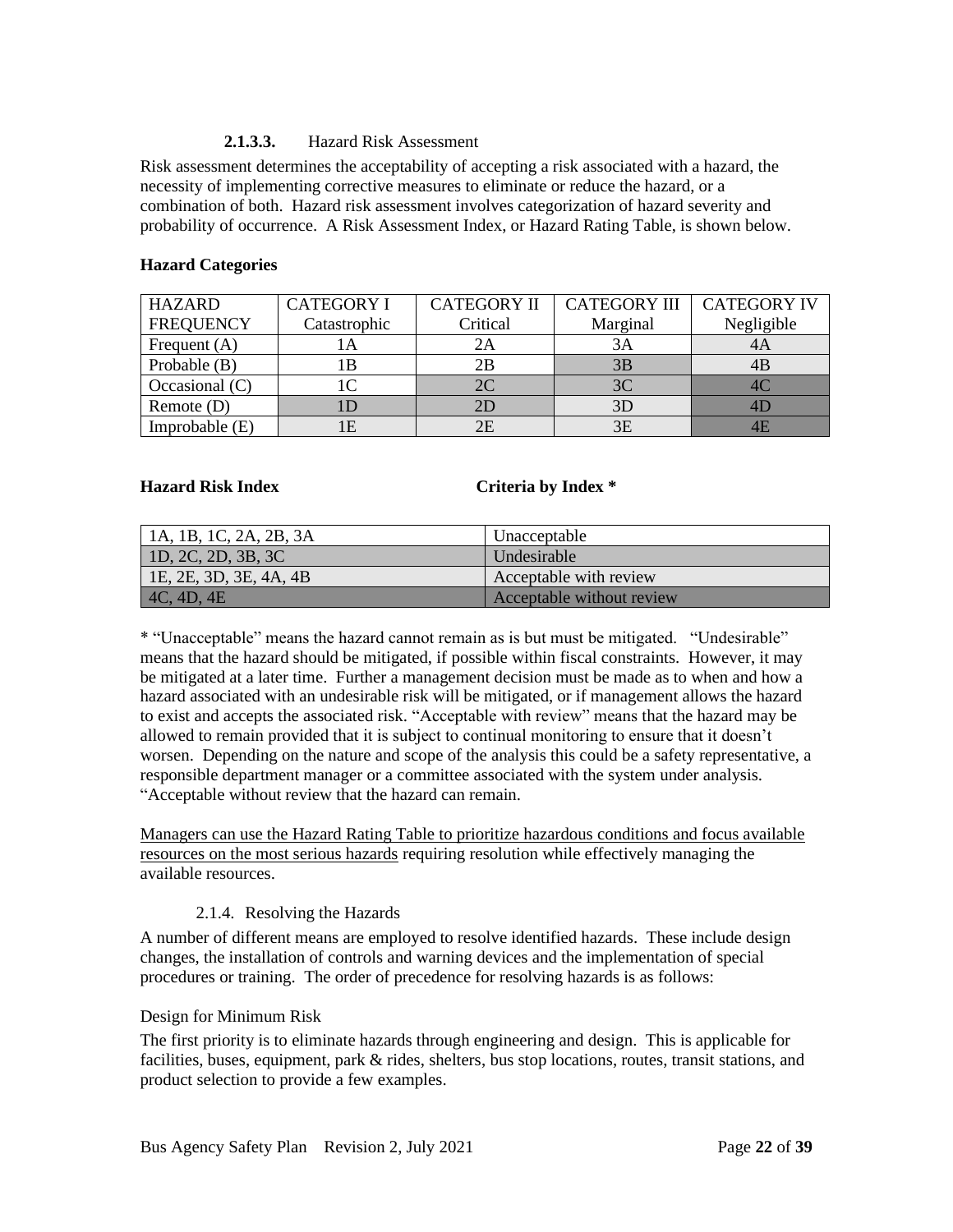#### 2.1.3.3. Hazard Risk Assessment

Risk assessment determines the acceptability of accepting a risk associated with a hazard, the necessity of implementing corrective measures to eliminate or reduce the hazard, or a combination of both. Hazard risk assessment involves categorization of hazard severity and probability of occurrence. A Risk Assessment Index, or Hazard Rating Table, is shown below.

**Hazard Categories**

| HAZARD FREQUENCY | CATEGORY I Catastrophic | CATEGORY II Critical | CATEGORY III Marginal | CATEGORY IV Negligible |
|---|---|---|---|---|
| Frequent (A) | 1A | 2A | 3A | 4A |
| Probable (B) | 1B | 2B | 3B | 4B |
| Occasional (C) | 1C | 2C | 3C | 4C |
| Remote (D) | 1D | 2D | 3D | 4D |
| Improbable (E) | 1E | 2E | 3E | 4E |

| Hazard Risk Index | Criteria by Index * |
|---|---|
| 1A, 1B, 1C, 2A, 2B, 3A | Unacceptable |
| 1D, 2C, 2D, 3B, 3C | Undesirable |
| 1E, 2E, 3D, 3E, 4A, 4B | Acceptable with review |
| 4C, 4D, 4E | Acceptable without review |

* "Unacceptable" means the hazard cannot remain as is but must be mitigated. "Undesirable" means that the hazard should be mitigated, if possible within fiscal constraints. However, it may be mitigated at a later time. Further a management decision must be made as to when and how a hazard associated with an undesirable risk will be mitigated, or if management allows the hazard to exist and accepts the associated risk. "Acceptable with review" means that the hazard may be allowed to remain provided that it is subject to continual monitoring to ensure that it doesn't worsen. Depending on the nature and scope of the analysis this could be a safety representative, a responsible department manager or a committee associated with the system under analysis. "Acceptable without review that the hazard can remain.

Managers can use the Hazard Rating Table to prioritize hazardous conditions and focus available resources on the most serious hazards requiring resolution while effectively managing the available resources.

### 2.1.4. Resolving the Hazards

A number of different means are employed to resolve identified hazards. These include design changes, the installation of controls and warning devices and the implementation of special procedures or training. The order of precedence for resolving hazards is as follows:

Design for Minimum Risk

The first priority is to eliminate hazards through engineering and design. This is applicable for facilities, buses, equipment, park & rides, shelters, bus stop locations, routes, transit stations, and product selection to provide a few examples.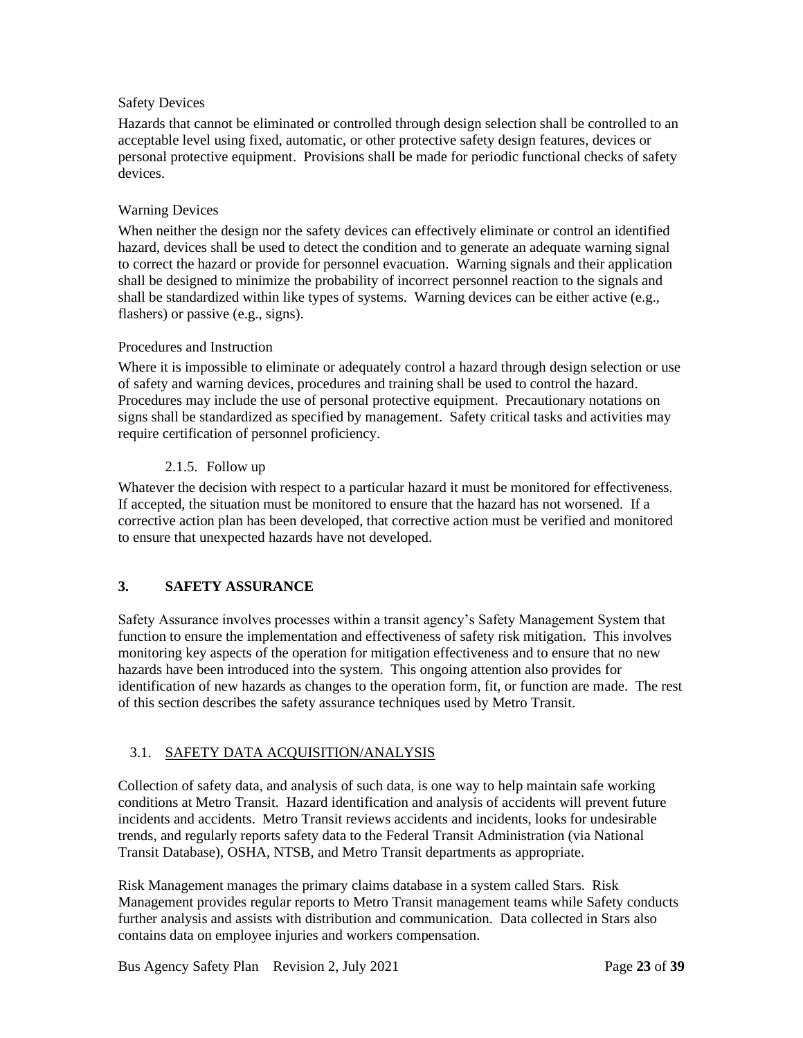Safety Devices

Hazards that cannot be eliminated or controlled through design selection shall be controlled to an acceptable level using fixed, automatic, or other protective safety design features, devices or personal protective equipment. Provisions shall be made for periodic functional checks of safety devices.

Warning Devices

When neither the design nor the safety devices can effectively eliminate or control an identified hazard, devices shall be used to detect the condition and to generate an adequate warning signal to correct the hazard or provide for personnel evacuation. Warning signals and their application shall be designed to minimize the probability of incorrect personnel reaction to the signals and shall be standardized within like types of systems. Warning devices can be either active (e.g., flashers) or passive (e.g., signs).

Procedures and Instruction

Where it is impossible to eliminate or adequately control a hazard through design selection or use of safety and warning devices, procedures and training shall be used to control the hazard. Procedures may include the use of personal protective equipment. Precautionary notations on signs shall be standardized as specified by management. Safety critical tasks and activities may require certification of personnel proficiency.

#### 2.1.5. Follow up

Whatever the decision with respect to a particular hazard it must be monitored for effectiveness. If accepted, the situation must be monitored to ensure that the hazard has not worsened. If a corrective action plan has been developed, that corrective action must be verified and monitored to ensure that unexpected hazards have not developed.

## 3. SAFETY ASSURANCE

Safety Assurance involves processes within a transit agency's Safety Management System that function to ensure the implementation and effectiveness of safety risk mitigation. This involves monitoring key aspects of the operation for mitigation effectiveness and to ensure that no new hazards have been introduced into the system. This ongoing attention also provides for identification of new hazards as changes to the operation form, fit, or function are made. The rest of this section describes the safety assurance techniques used by Metro Transit.

### 3.1. SAFETY DATA ACQUISITION/ANALYSIS

Collection of safety data, and analysis of such data, is one way to help maintain safe working conditions at Metro Transit. Hazard identification and analysis of accidents will prevent future incidents and accidents. Metro Transit reviews accidents and incidents, looks for undesirable trends, and regularly reports safety data to the Federal Transit Administration (via National Transit Database), OSHA, NTSB, and Metro Transit departments as appropriate.

Risk Management manages the primary claims database in a system called Stars. Risk Management provides regular reports to Metro Transit management teams while Safety conducts further analysis and assists with distribution and communication. Data collected in Stars also contains data on employee injuries and workers compensation.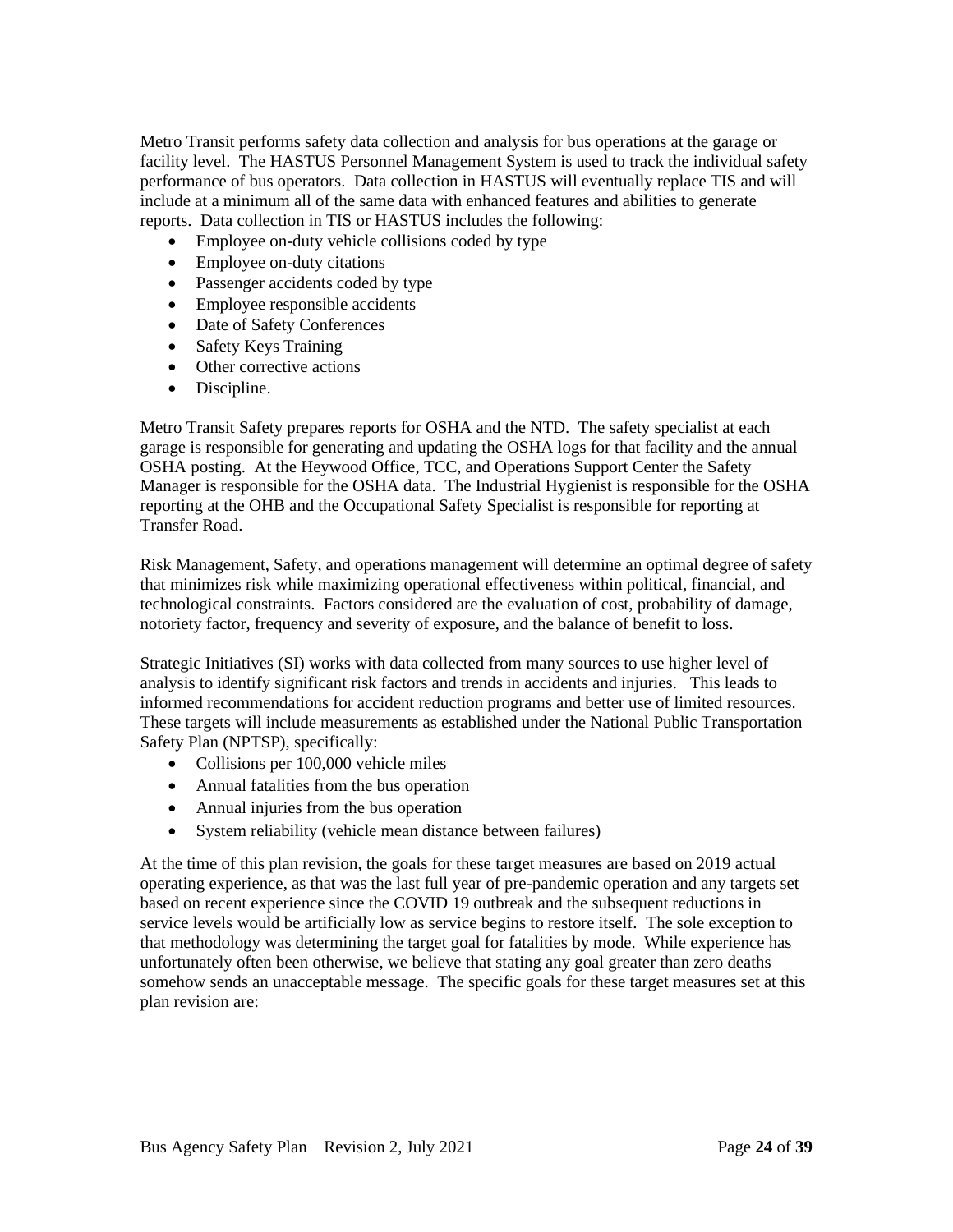Metro Transit performs safety data collection and analysis for bus operations at the garage or facility level. The HASTUS Personnel Management System is used to track the individual safety performance of bus operators. Data collection in HASTUS will eventually replace TIS and will include at a minimum all of the same data with enhanced features and abilities to generate reports. Data collection in TIS or HASTUS includes the following:

- Employee on-duty vehicle collisions coded by type
- Employee on-duty citations
- Passenger accidents coded by type
- Employee responsible accidents
- Date of Safety Conferences
- Safety Keys Training
- Other corrective actions
- Discipline.

Metro Transit Safety prepares reports for OSHA and the NTD. The safety specialist at each garage is responsible for generating and updating the OSHA logs for that facility and the annual OSHA posting. At the Heywood Office, TCC, and Operations Support Center the Safety Manager is responsible for the OSHA data. The Industrial Hygienist is responsible for the OSHA reporting at the OHB and the Occupational Safety Specialist is responsible for reporting at Transfer Road.

Risk Management, Safety, and operations management will determine an optimal degree of safety that minimizes risk while maximizing operational effectiveness within political, financial, and technological constraints. Factors considered are the evaluation of cost, probability of damage, notoriety factor, frequency and severity of exposure, and the balance of benefit to loss.

Strategic Initiatives (SI) works with data collected from many sources to use higher level of analysis to identify significant risk factors and trends in accidents and injuries. This leads to informed recommendations for accident reduction programs and better use of limited resources. These targets will include measurements as established under the National Public Transportation Safety Plan (NPTSP), specifically:

- Collisions per 100,000 vehicle miles
- Annual fatalities from the bus operation
- Annual injuries from the bus operation
- System reliability (vehicle mean distance between failures)

At the time of this plan revision, the goals for these target measures are based on 2019 actual operating experience, as that was the last full year of pre-pandemic operation and any targets set based on recent experience since the COVID 19 outbreak and the subsequent reductions in service levels would be artificially low as service begins to restore itself. The sole exception to that methodology was determining the target goal for fatalities by mode. While experience has unfortunately often been otherwise, we believe that stating any goal greater than zero deaths somehow sends an unacceptable message. The specific goals for these target measures set at this plan revision are: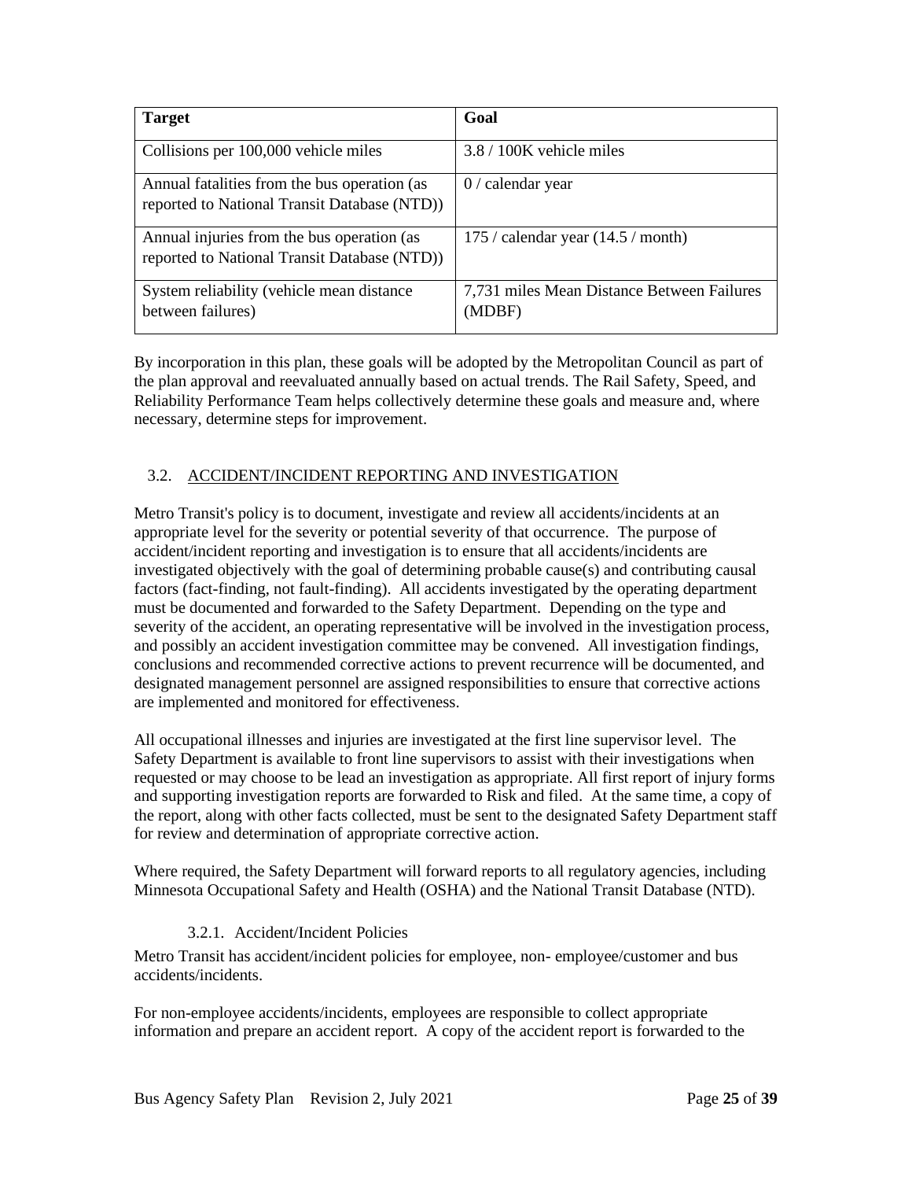| Target | Goal |
| --- | --- |
| Collisions per 100,000 vehicle miles | 3.8 / 100K vehicle miles |
| Annual fatalities from the bus operation (as reported to National Transit Database (NTD)) | 0 / calendar year |
| Annual injuries from the bus operation (as reported to National Transit Database (NTD)) | 175 / calendar year (14.5 / month) |
| System reliability (vehicle mean distance between failures) | 7,731 miles Mean Distance Between Failures (MDBF) |

By incorporation in this plan, these goals will be adopted by the Metropolitan Council as part of the plan approval and reevaluated annually based on actual trends. The Rail Safety, Speed, and Reliability Performance Team helps collectively determine these goals and measure and, where necessary, determine steps for improvement.

## 3.2. ACCIDENT/INCIDENT REPORTING AND INVESTIGATION

Metro Transit's policy is to document, investigate and review all accidents/incidents at an appropriate level for the severity or potential severity of that occurrence. The purpose of accident/incident reporting and investigation is to ensure that all accidents/incidents are investigated objectively with the goal of determining probable cause(s) and contributing causal factors (fact-finding, not fault-finding). All accidents investigated by the operating department must be documented and forwarded to the Safety Department. Depending on the type and severity of the accident, an operating representative will be involved in the investigation process, and possibly an accident investigation committee may be convened. All investigation findings, conclusions and recommended corrective actions to prevent recurrence will be documented, and designated management personnel are assigned responsibilities to ensure that corrective actions are implemented and monitored for effectiveness.

All occupational illnesses and injuries are investigated at the first line supervisor level. The Safety Department is available to front line supervisors to assist with their investigations when requested or may choose to be lead an investigation as appropriate. All first report of injury forms and supporting investigation reports are forwarded to Risk and filed. At the same time, a copy of the report, along with other facts collected, must be sent to the designated Safety Department staff for review and determination of appropriate corrective action.

Where required, the Safety Department will forward reports to all regulatory agencies, including Minnesota Occupational Safety and Health (OSHA) and the National Transit Database (NTD).

### 3.2.1. Accident/Incident Policies

Metro Transit has accident/incident policies for employee, non- employee/customer and bus accidents/incidents.

For non-employee accidents/incidents, employees are responsible to collect appropriate information and prepare an accident report. A copy of the accident report is forwarded to the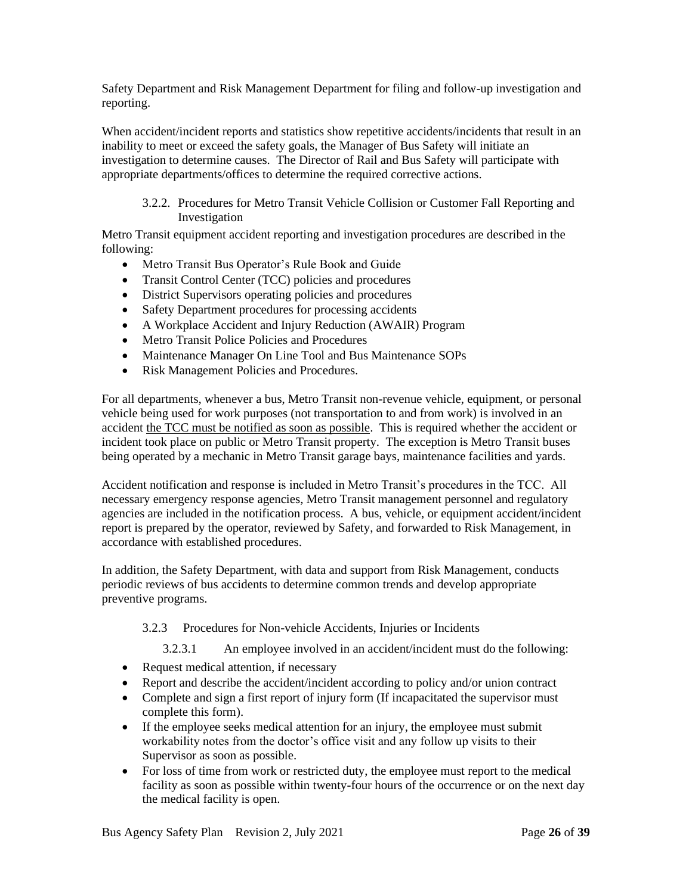Safety Department and Risk Management Department for filing and follow-up investigation and reporting.

When accident/incident reports and statistics show repetitive accidents/incidents that result in an inability to meet or exceed the safety goals, the Manager of Bus Safety will initiate an investigation to determine causes. The Director of Rail and Bus Safety will participate with appropriate departments/offices to determine the required corrective actions.

#### 3.2.2. Procedures for Metro Transit Vehicle Collision or Customer Fall Reporting and Investigation

Metro Transit equipment accident reporting and investigation procedures are described in the following:

- Metro Transit Bus Operator's Rule Book and Guide
- Transit Control Center (TCC) policies and procedures
- District Supervisors operating policies and procedures
- Safety Department procedures for processing accidents
- A Workplace Accident and Injury Reduction (AWAIR) Program
- Metro Transit Police Policies and Procedures
- Maintenance Manager On Line Tool and Bus Maintenance SOPs
- Risk Management Policies and Procedures.

For all departments, whenever a bus, Metro Transit non-revenue vehicle, equipment, or personal vehicle being used for work purposes (not transportation to and from work) is involved in an accident <u>the TCC must be notified as soon as possible</u>. This is required whether the accident or incident took place on public or Metro Transit property. The exception is Metro Transit buses being operated by a mechanic in Metro Transit garage bays, maintenance facilities and yards.

Accident notification and response is included in Metro Transit's procedures in the TCC. All necessary emergency response agencies, Metro Transit management personnel and regulatory agencies are included in the notification process. A bus, vehicle, or equipment accident/incident report is prepared by the operator, reviewed by Safety, and forwarded to Risk Management, in accordance with established procedures.

In addition, the Safety Department, with data and support from Risk Management, conducts periodic reviews of bus accidents to determine common trends and develop appropriate preventive programs.

#### 3.2.3 Procedures for Non-vehicle Accidents, Injuries or Incidents

##### 3.2.3.1 An employee involved in an accident/incident must do the following:

- Request medical attention, if necessary
- Report and describe the accident/incident according to policy and/or union contract
- Complete and sign a first report of injury form (If incapacitated the supervisor must complete this form).
- If the employee seeks medical attention for an injury, the employee must submit workability notes from the doctor's office visit and any follow up visits to their Supervisor as soon as possible.
- For loss of time from work or restricted duty, the employee must report to the medical facility as soon as possible within twenty-four hours of the occurrence or on the next day the medical facility is open.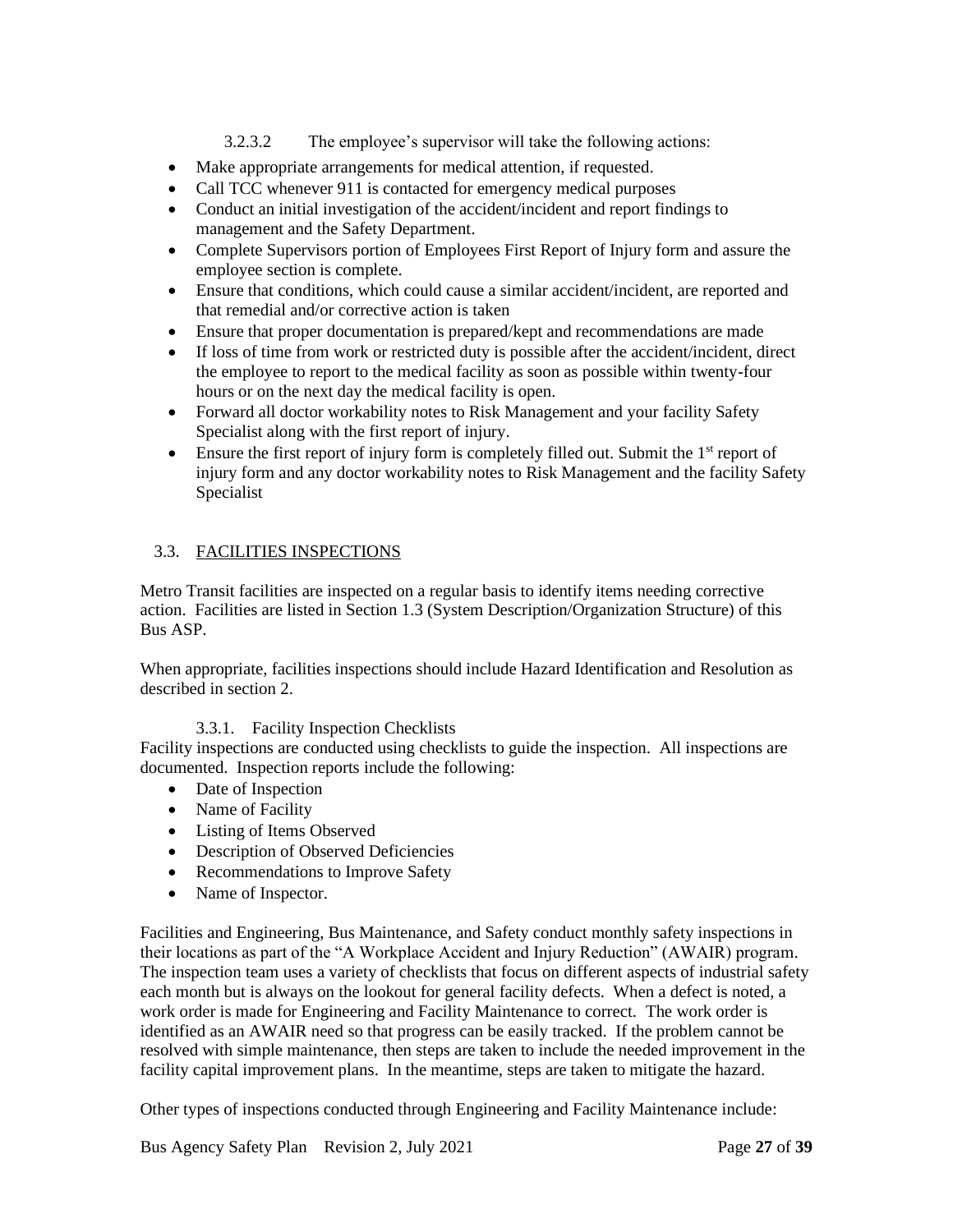#### 3.2.3.2 The employee's supervisor will take the following actions:

- Make appropriate arrangements for medical attention, if requested.
- Call TCC whenever 911 is contacted for emergency medical purposes
- Conduct an initial investigation of the accident/incident and report findings to management and the Safety Department.
- Complete Supervisors portion of Employees First Report of Injury form and assure the employee section is complete.
- Ensure that conditions, which could cause a similar accident/incident, are reported and that remedial and/or corrective action is taken
- Ensure that proper documentation is prepared/kept and recommendations are made
- If loss of time from work or restricted duty is possible after the accident/incident, direct the employee to report to the medical facility as soon as possible within twenty-four hours or on the next day the medical facility is open.
- Forward all doctor workability notes to Risk Management and your facility Safety Specialist along with the first report of injury.
- Ensure the first report of injury form is completely filled out. Submit the 1st report of injury form and any doctor workability notes to Risk Management and the facility Safety Specialist

## 3.3. FACILITIES INSPECTIONS

Metro Transit facilities are inspected on a regular basis to identify items needing corrective action. Facilities are listed in Section 1.3 (System Description/Organization Structure) of this Bus ASP.

When appropriate, facilities inspections should include Hazard Identification and Resolution as described in section 2.

### 3.3.1. Facility Inspection Checklists

Facility inspections are conducted using checklists to guide the inspection. All inspections are documented. Inspection reports include the following:

- Date of Inspection
- Name of Facility
- Listing of Items Observed
- Description of Observed Deficiencies
- Recommendations to Improve Safety
- Name of Inspector.

Facilities and Engineering, Bus Maintenance, and Safety conduct monthly safety inspections in their locations as part of the "A Workplace Accident and Injury Reduction" (AWAIR) program. The inspection team uses a variety of checklists that focus on different aspects of industrial safety each month but is always on the lookout for general facility defects. When a defect is noted, a work order is made for Engineering and Facility Maintenance to correct. The work order is identified as an AWAIR need so that progress can be easily tracked. If the problem cannot be resolved with simple maintenance, then steps are taken to include the needed improvement in the facility capital improvement plans. In the meantime, steps are taken to mitigate the hazard.

Other types of inspections conducted through Engineering and Facility Maintenance include: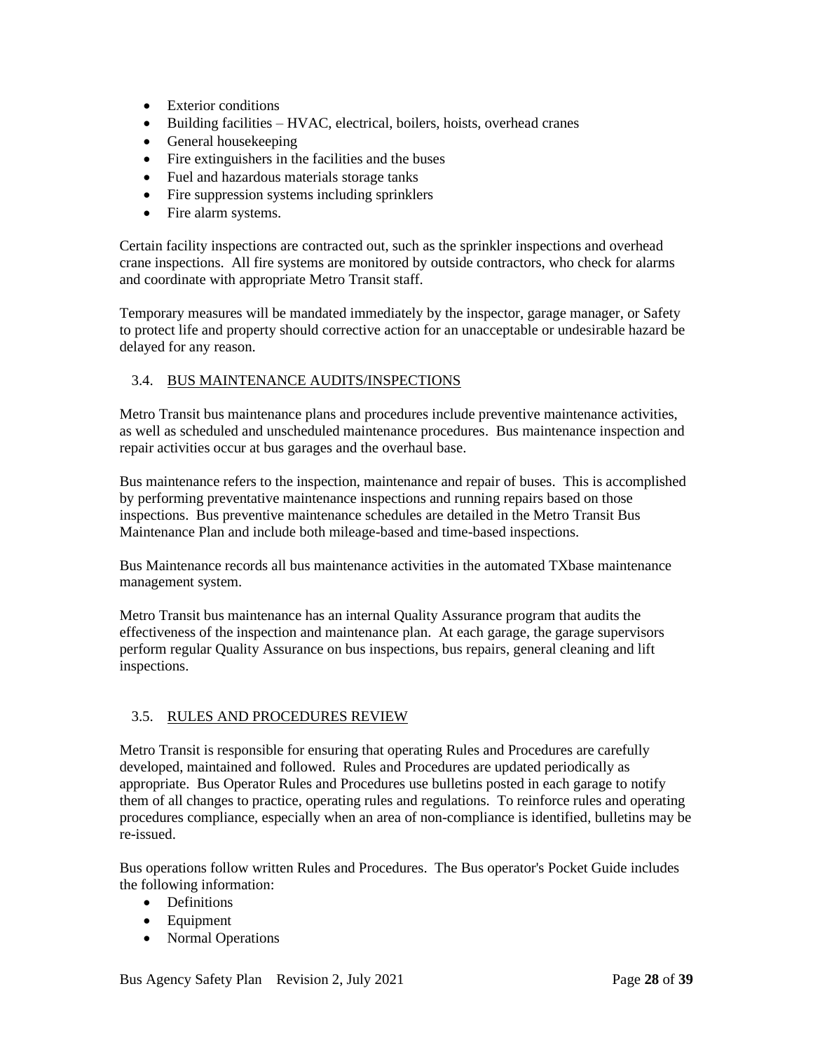- Exterior conditions
- Building facilities – HVAC, electrical, boilers, hoists, overhead cranes
- General housekeeping
- Fire extinguishers in the facilities and the buses
- Fuel and hazardous materials storage tanks
- Fire suppression systems including sprinklers
- Fire alarm systems.

Certain facility inspections are contracted out, such as the sprinkler inspections and overhead crane inspections. All fire systems are monitored by outside contractors, who check for alarms and coordinate with appropriate Metro Transit staff.

Temporary measures will be mandated immediately by the inspector, garage manager, or Safety to protect life and property should corrective action for an unacceptable or undesirable hazard be delayed for any reason.

## 3.4. BUS MAINTENANCE AUDITS/INSPECTIONS

Metro Transit bus maintenance plans and procedures include preventive maintenance activities, as well as scheduled and unscheduled maintenance procedures. Bus maintenance inspection and repair activities occur at bus garages and the overhaul base.

Bus maintenance refers to the inspection, maintenance and repair of buses. This is accomplished by performing preventative maintenance inspections and running repairs based on those inspections. Bus preventive maintenance schedules are detailed in the Metro Transit Bus Maintenance Plan and include both mileage-based and time-based inspections.

Bus Maintenance records all bus maintenance activities in the automated TXbase maintenance management system.

Metro Transit bus maintenance has an internal Quality Assurance program that audits the effectiveness of the inspection and maintenance plan. At each garage, the garage supervisors perform regular Quality Assurance on bus inspections, bus repairs, general cleaning and lift inspections.

## 3.5. RULES AND PROCEDURES REVIEW

Metro Transit is responsible for ensuring that operating Rules and Procedures are carefully developed, maintained and followed. Rules and Procedures are updated periodically as appropriate. Bus Operator Rules and Procedures use bulletins posted in each garage to notify them of all changes to practice, operating rules and regulations. To reinforce rules and operating procedures compliance, especially when an area of non-compliance is identified, bulletins may be re-issued.

Bus operations follow written Rules and Procedures. The Bus operator's Pocket Guide includes the following information:

- Definitions
- Equipment
- Normal Operations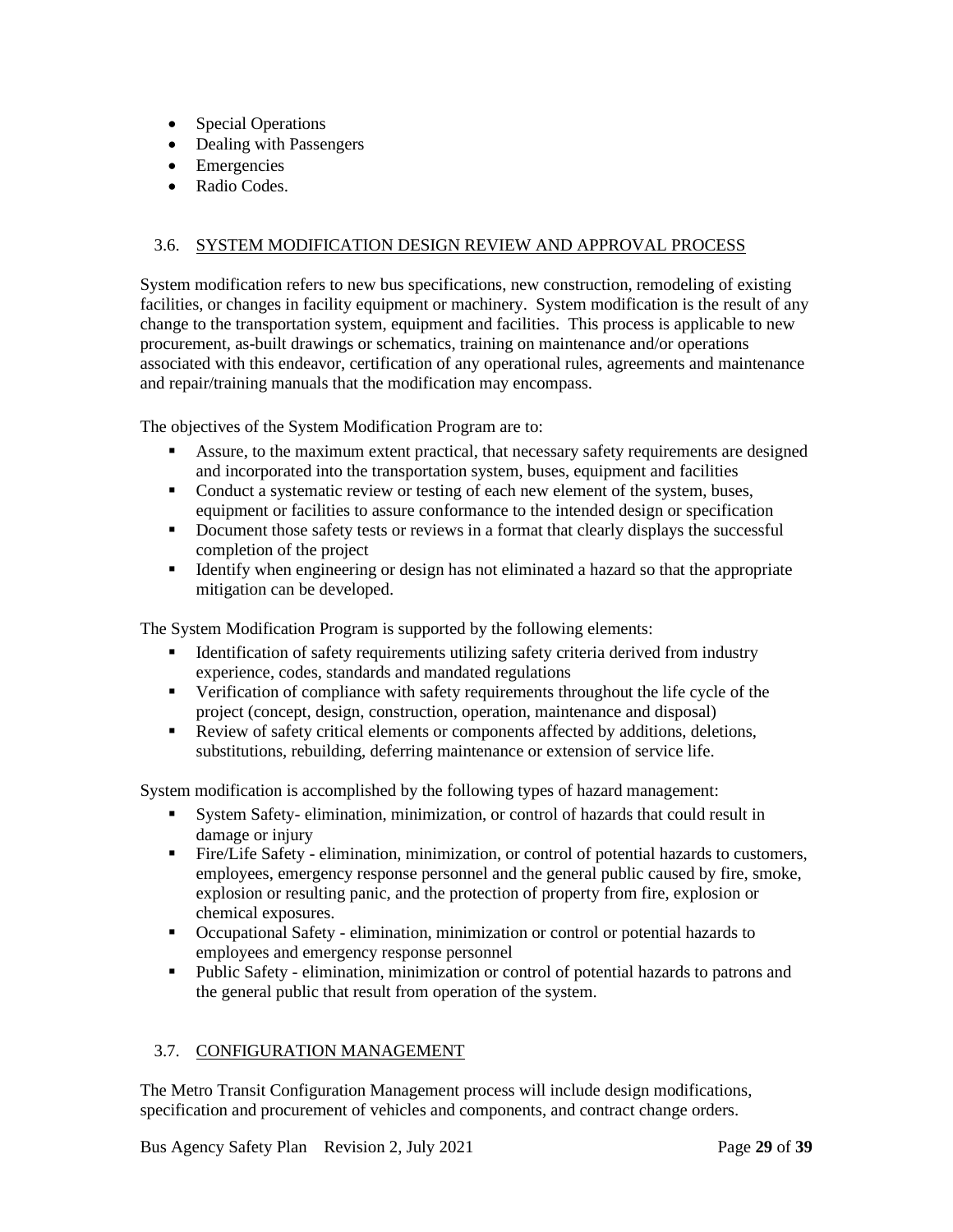- Special Operations
- Dealing with Passengers
- Emergencies
- Radio Codes.

## 3.6. SYSTEM MODIFICATION DESIGN REVIEW AND APPROVAL PROCESS

System modification refers to new bus specifications, new construction, remodeling of existing facilities, or changes in facility equipment or machinery. System modification is the result of any change to the transportation system, equipment and facilities. This process is applicable to new procurement, as-built drawings or schematics, training on maintenance and/or operations associated with this endeavor, certification of any operational rules, agreements and maintenance and repair/training manuals that the modification may encompass.

The objectives of the System Modification Program are to:

- Assure, to the maximum extent practical, that necessary safety requirements are designed and incorporated into the transportation system, buses, equipment and facilities
- Conduct a systematic review or testing of each new element of the system, buses, equipment or facilities to assure conformance to the intended design or specification
- Document those safety tests or reviews in a format that clearly displays the successful completion of the project
- Identify when engineering or design has not eliminated a hazard so that the appropriate mitigation can be developed.

The System Modification Program is supported by the following elements:

- Identification of safety requirements utilizing safety criteria derived from industry experience, codes, standards and mandated regulations
- Verification of compliance with safety requirements throughout the life cycle of the project (concept, design, construction, operation, maintenance and disposal)
- Review of safety critical elements or components affected by additions, deletions, substitutions, rebuilding, deferring maintenance or extension of service life.

System modification is accomplished by the following types of hazard management:

- System Safety- elimination, minimization, or control of hazards that could result in damage or injury
- Fire/Life Safety - elimination, minimization, or control of potential hazards to customers, employees, emergency response personnel and the general public caused by fire, smoke, explosion or resulting panic, and the protection of property from fire, explosion or chemical exposures.
- Occupational Safety - elimination, minimization or control or potential hazards to employees and emergency response personnel
- Public Safety - elimination, minimization or control of potential hazards to patrons and the general public that result from operation of the system.

## 3.7. CONFIGURATION MANAGEMENT

The Metro Transit Configuration Management process will include design modifications, specification and procurement of vehicles and components, and contract change orders.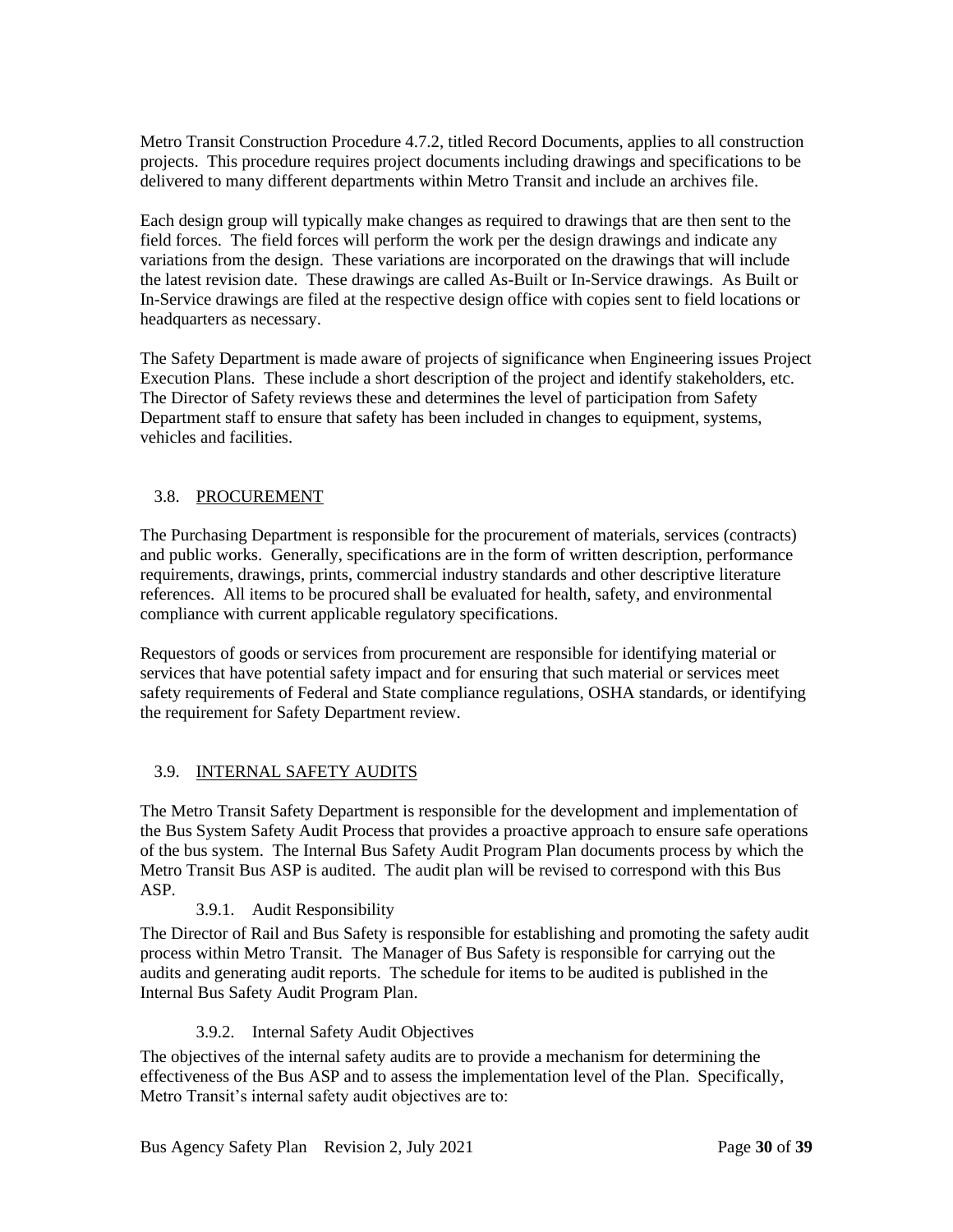Metro Transit Construction Procedure 4.7.2, titled Record Documents, applies to all construction projects. This procedure requires project documents including drawings and specifications to be delivered to many different departments within Metro Transit and include an archives file.

Each design group will typically make changes as required to drawings that are then sent to the field forces. The field forces will perform the work per the design drawings and indicate any variations from the design. These variations are incorporated on the drawings that will include the latest revision date. These drawings are called As-Built or In-Service drawings. As Built or In-Service drawings are filed at the respective design office with copies sent to field locations or headquarters as necessary.

The Safety Department is made aware of projects of significance when Engineering issues Project Execution Plans. These include a short description of the project and identify stakeholders, etc. The Director of Safety reviews these and determines the level of participation from Safety Department staff to ensure that safety has been included in changes to equipment, systems, vehicles and facilities.

## 3.8. PROCUREMENT

The Purchasing Department is responsible for the procurement of materials, services (contracts) and public works. Generally, specifications are in the form of written description, performance requirements, drawings, prints, commercial industry standards and other descriptive literature references. All items to be procured shall be evaluated for health, safety, and environmental compliance with current applicable regulatory specifications.

Requestors of goods or services from procurement are responsible for identifying material or services that have potential safety impact and for ensuring that such material or services meet safety requirements of Federal and State compliance regulations, OSHA standards, or identifying the requirement for Safety Department review.

## 3.9. INTERNAL SAFETY AUDITS

The Metro Transit Safety Department is responsible for the development and implementation of the Bus System Safety Audit Process that provides a proactive approach to ensure safe operations of the bus system. The Internal Bus Safety Audit Program Plan documents process by which the Metro Transit Bus ASP is audited. The audit plan will be revised to correspond with this Bus ASP.

### 3.9.1. Audit Responsibility

The Director of Rail and Bus Safety is responsible for establishing and promoting the safety audit process within Metro Transit. The Manager of Bus Safety is responsible for carrying out the audits and generating audit reports. The schedule for items to be audited is published in the Internal Bus Safety Audit Program Plan.

### 3.9.2. Internal Safety Audit Objectives

The objectives of the internal safety audits are to provide a mechanism for determining the effectiveness of the Bus ASP and to assess the implementation level of the Plan. Specifically, Metro Transit's internal safety audit objectives are to: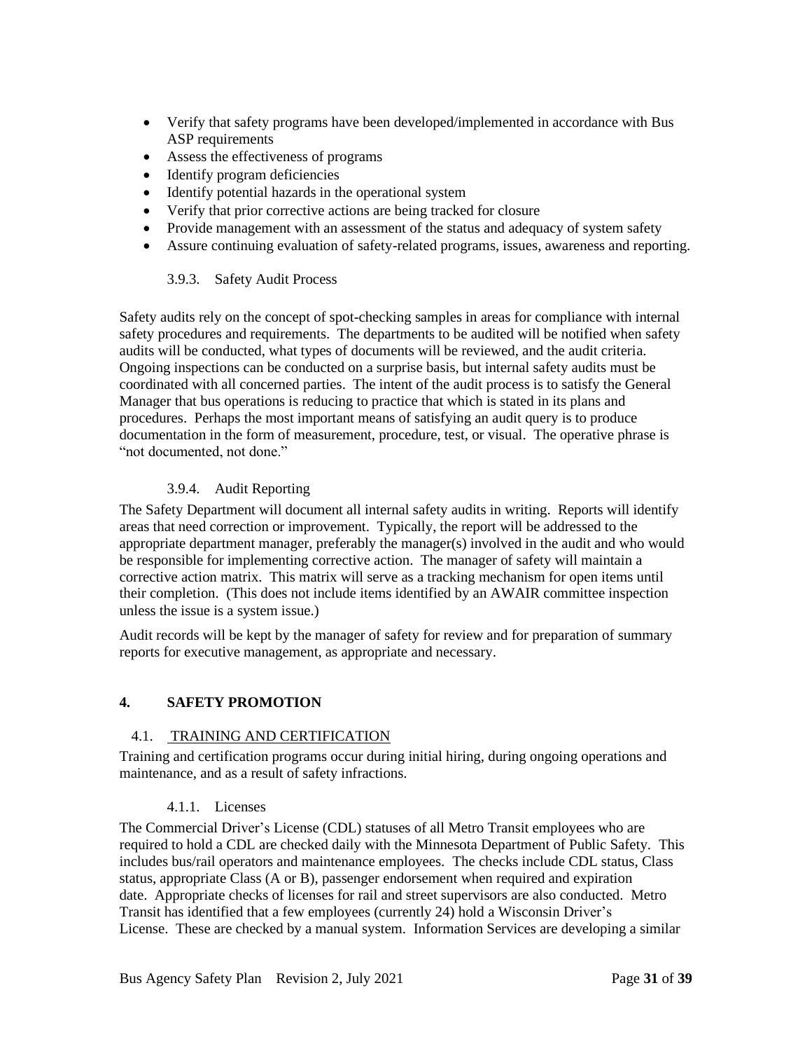- Verify that safety programs have been developed/implemented in accordance with Bus ASP requirements
- Assess the effectiveness of programs
- Identify program deficiencies
- Identify potential hazards in the operational system
- Verify that prior corrective actions are being tracked for closure
- Provide management with an assessment of the status and adequacy of system safety
- Assure continuing evaluation of safety-related programs, issues, awareness and reporting.

#### 3.9.3. Safety Audit Process

Safety audits rely on the concept of spot-checking samples in areas for compliance with internal safety procedures and requirements. The departments to be audited will be notified when safety audits will be conducted, what types of documents will be reviewed, and the audit criteria. Ongoing inspections can be conducted on a surprise basis, but internal safety audits must be coordinated with all concerned parties. The intent of the audit process is to satisfy the General Manager that bus operations is reducing to practice that which is stated in its plans and procedures. Perhaps the most important means of satisfying an audit query is to produce documentation in the form of measurement, procedure, test, or visual. The operative phrase is "not documented, not done."

#### 3.9.4. Audit Reporting

The Safety Department will document all internal safety audits in writing. Reports will identify areas that need correction or improvement. Typically, the report will be addressed to the appropriate department manager, preferably the manager(s) involved in the audit and who would be responsible for implementing corrective action. The manager of safety will maintain a corrective action matrix. This matrix will serve as a tracking mechanism for open items until their completion. (This does not include items identified by an AWAIR committee inspection unless the issue is a system issue.)

Audit records will be kept by the manager of safety for review and for preparation of summary reports for executive management, as appropriate and necessary.

## 4. SAFETY PROMOTION

### 4.1. TRAINING AND CERTIFICATION

Training and certification programs occur during initial hiring, during ongoing operations and maintenance, and as a result of safety infractions.

#### 4.1.1. Licenses

The Commercial Driver's License (CDL) statuses of all Metro Transit employees who are required to hold a CDL are checked daily with the Minnesota Department of Public Safety. This includes bus/rail operators and maintenance employees. The checks include CDL status, Class status, appropriate Class (A or B), passenger endorsement when required and expiration date. Appropriate checks of licenses for rail and street supervisors are also conducted. Metro Transit has identified that a few employees (currently 24) hold a Wisconsin Driver's License. These are checked by a manual system. Information Services are developing a similar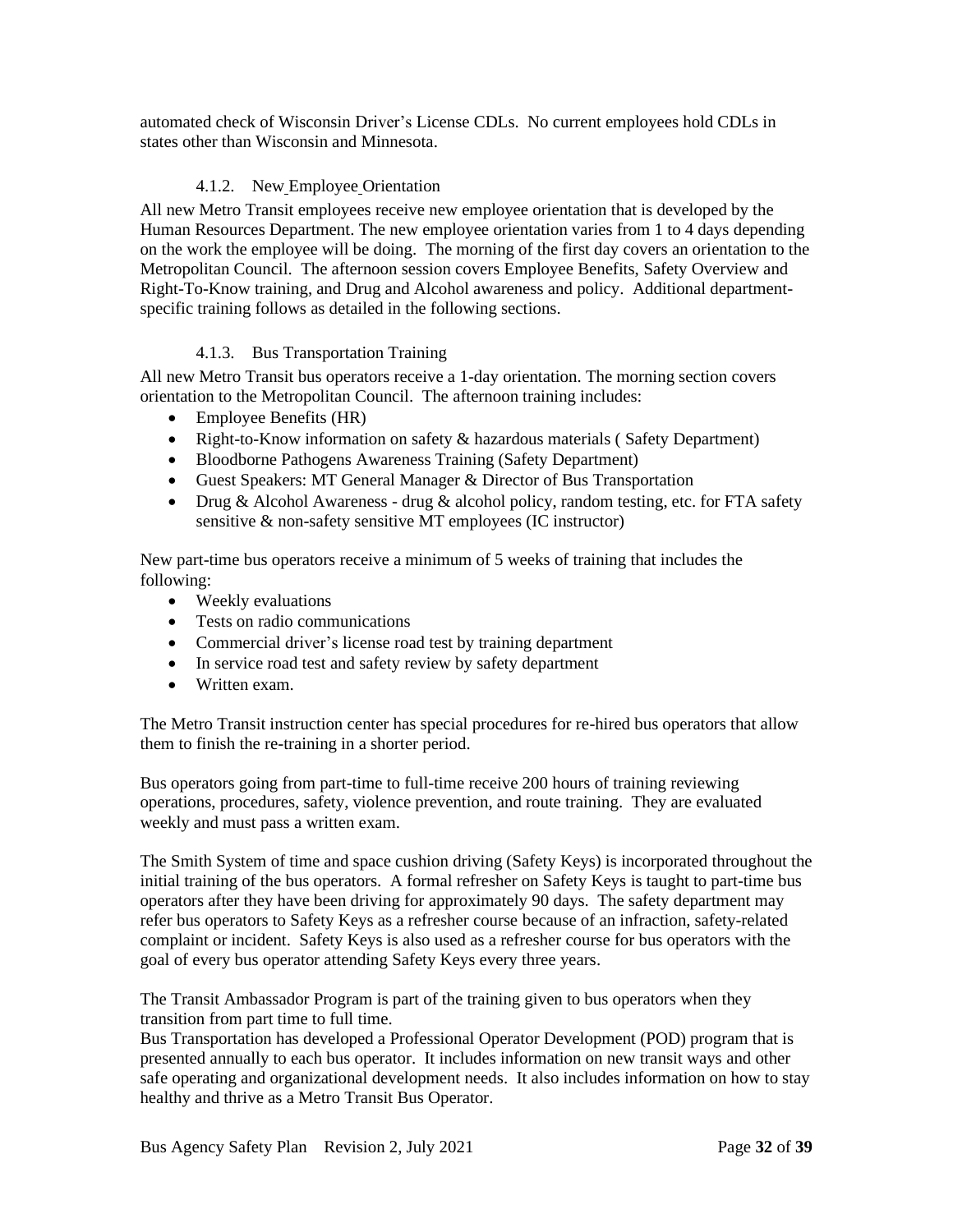automated check of Wisconsin Driver's License CDLs. No current employees hold CDLs in states other than Wisconsin and Minnesota.

### 4.1.2. New Employee Orientation

All new Metro Transit employees receive new employee orientation that is developed by the Human Resources Department. The new employee orientation varies from 1 to 4 days depending on the work the employee will be doing. The morning of the first day covers an orientation to the Metropolitan Council. The afternoon session covers Employee Benefits, Safety Overview and Right-To-Know training, and Drug and Alcohol awareness and policy. Additional department-specific training follows as detailed in the following sections.

### 4.1.3. Bus Transportation Training

All new Metro Transit bus operators receive a 1-day orientation. The morning section covers orientation to the Metropolitan Council. The afternoon training includes:

- Employee Benefits (HR)
- Right-to-Know information on safety & hazardous materials ( Safety Department)
- Bloodborne Pathogens Awareness Training (Safety Department)
- Guest Speakers: MT General Manager & Director of Bus Transportation
- Drug & Alcohol Awareness - drug & alcohol policy, random testing, etc. for FTA safety sensitive & non-safety sensitive MT employees (IC instructor)

New part-time bus operators receive a minimum of 5 weeks of training that includes the following:

- Weekly evaluations
- Tests on radio communications
- Commercial driver's license road test by training department
- In service road test and safety review by safety department
- Written exam.

The Metro Transit instruction center has special procedures for re-hired bus operators that allow them to finish the re-training in a shorter period.

Bus operators going from part-time to full-time receive 200 hours of training reviewing operations, procedures, safety, violence prevention, and route training. They are evaluated weekly and must pass a written exam.

The Smith System of time and space cushion driving (Safety Keys) is incorporated throughout the initial training of the bus operators. A formal refresher on Safety Keys is taught to part-time bus operators after they have been driving for approximately 90 days. The safety department may refer bus operators to Safety Keys as a refresher course because of an infraction, safety-related complaint or incident. Safety Keys is also used as a refresher course for bus operators with the goal of every bus operator attending Safety Keys every three years.

The Transit Ambassador Program is part of the training given to bus operators when they transition from part time to full time.

Bus Transportation has developed a Professional Operator Development (POD) program that is presented annually to each bus operator. It includes information on new transit ways and other safe operating and organizational development needs. It also includes information on how to stay healthy and thrive as a Metro Transit Bus Operator.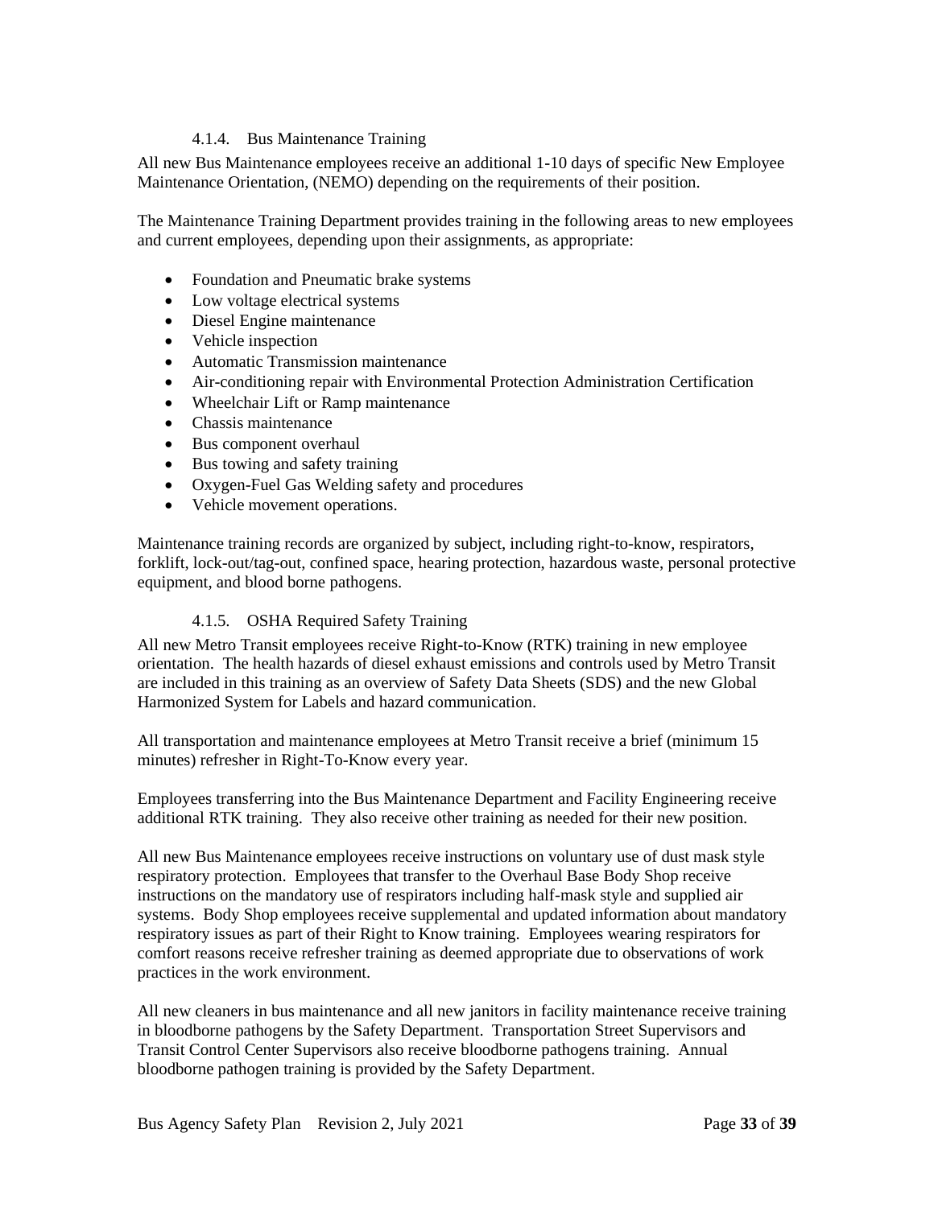#### 4.1.4. Bus Maintenance Training

All new Bus Maintenance employees receive an additional 1-10 days of specific New Employee Maintenance Orientation, (NEMO) depending on the requirements of their position.

The Maintenance Training Department provides training in the following areas to new employees and current employees, depending upon their assignments, as appropriate:

- Foundation and Pneumatic brake systems
- Low voltage electrical systems
- Diesel Engine maintenance
- Vehicle inspection
- Automatic Transmission maintenance
- Air-conditioning repair with Environmental Protection Administration Certification
- Wheelchair Lift or Ramp maintenance
- Chassis maintenance
- Bus component overhaul
- Bus towing and safety training
- Oxygen-Fuel Gas Welding safety and procedures
- Vehicle movement operations.

Maintenance training records are organized by subject, including right-to-know, respirators, forklift, lock-out/tag-out, confined space, hearing protection, hazardous waste, personal protective equipment, and blood borne pathogens.

#### 4.1.5. OSHA Required Safety Training

All new Metro Transit employees receive Right-to-Know (RTK) training in new employee orientation. The health hazards of diesel exhaust emissions and controls used by Metro Transit are included in this training as an overview of Safety Data Sheets (SDS) and the new Global Harmonized System for Labels and hazard communication.

All transportation and maintenance employees at Metro Transit receive a brief (minimum 15 minutes) refresher in Right-To-Know every year.

Employees transferring into the Bus Maintenance Department and Facility Engineering receive additional RTK training. They also receive other training as needed for their new position.

All new Bus Maintenance employees receive instructions on voluntary use of dust mask style respiratory protection. Employees that transfer to the Overhaul Base Body Shop receive instructions on the mandatory use of respirators including half-mask style and supplied air systems. Body Shop employees receive supplemental and updated information about mandatory respiratory issues as part of their Right to Know training. Employees wearing respirators for comfort reasons receive refresher training as deemed appropriate due to observations of work practices in the work environment.

All new cleaners in bus maintenance and all new janitors in facility maintenance receive training in bloodborne pathogens by the Safety Department. Transportation Street Supervisors and Transit Control Center Supervisors also receive bloodborne pathogens training. Annual bloodborne pathogen training is provided by the Safety Department.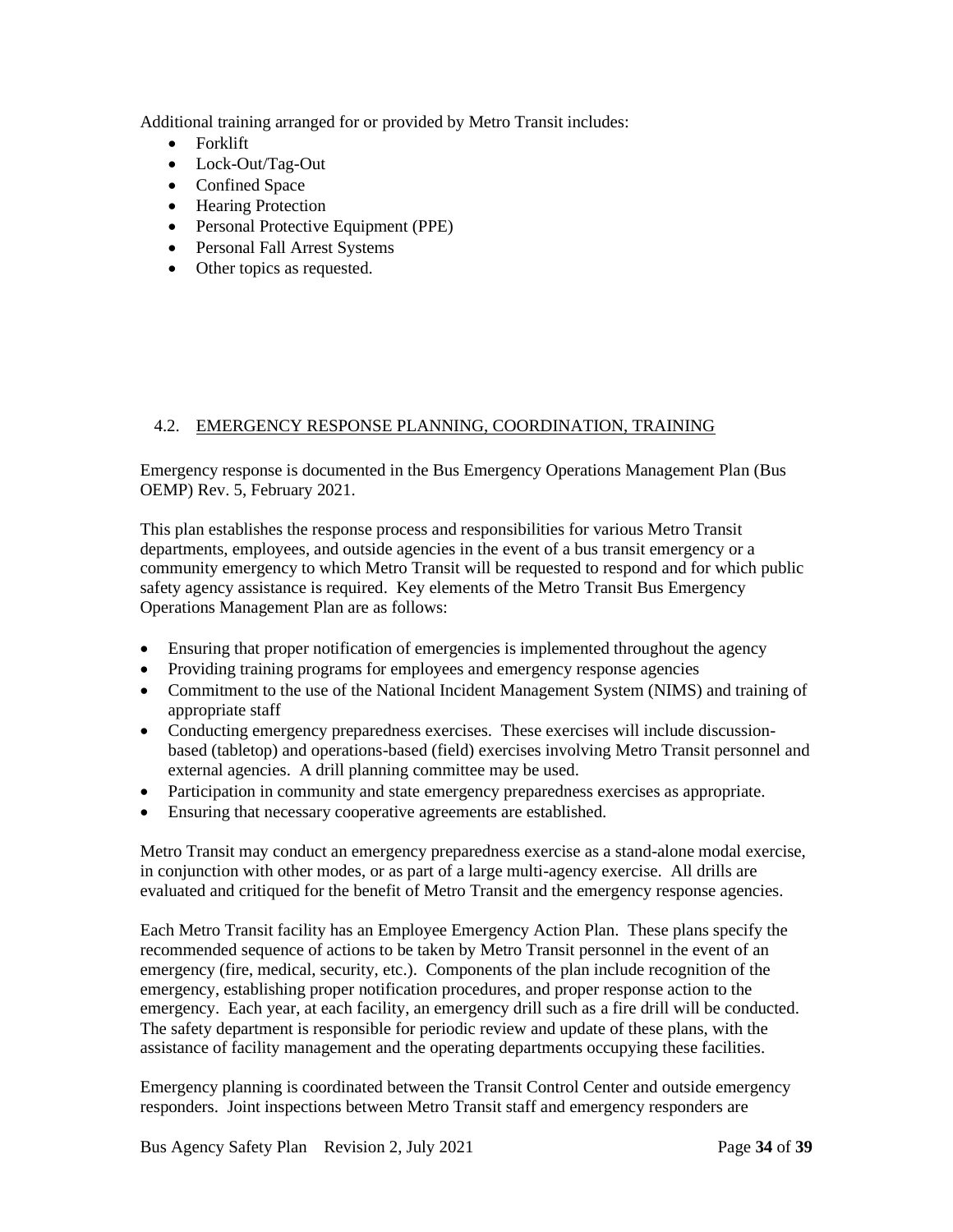Additional training arranged for or provided by Metro Transit includes:

- Forklift
- Lock-Out/Tag-Out
- Confined Space
- Hearing Protection
- Personal Protective Equipment (PPE)
- Personal Fall Arrest Systems
- Other topics as requested.

## 4.2. EMERGENCY RESPONSE PLANNING, COORDINATION, TRAINING

Emergency response is documented in the Bus Emergency Operations Management Plan (Bus OEMP) Rev. 5, February 2021.

This plan establishes the response process and responsibilities for various Metro Transit departments, employees, and outside agencies in the event of a bus transit emergency or a community emergency to which Metro Transit will be requested to respond and for which public safety agency assistance is required. Key elements of the Metro Transit Bus Emergency Operations Management Plan are as follows:

- Ensuring that proper notification of emergencies is implemented throughout the agency
- Providing training programs for employees and emergency response agencies
- Commitment to the use of the National Incident Management System (NIMS) and training of appropriate staff
- Conducting emergency preparedness exercises. These exercises will include discussion-based (tabletop) and operations-based (field) exercises involving Metro Transit personnel and external agencies. A drill planning committee may be used.
- Participation in community and state emergency preparedness exercises as appropriate.
- Ensuring that necessary cooperative agreements are established.

Metro Transit may conduct an emergency preparedness exercise as a stand-alone modal exercise, in conjunction with other modes, or as part of a large multi-agency exercise. All drills are evaluated and critiqued for the benefit of Metro Transit and the emergency response agencies.

Each Metro Transit facility has an Employee Emergency Action Plan. These plans specify the recommended sequence of actions to be taken by Metro Transit personnel in the event of an emergency (fire, medical, security, etc.). Components of the plan include recognition of the emergency, establishing proper notification procedures, and proper response action to the emergency. Each year, at each facility, an emergency drill such as a fire drill will be conducted. The safety department is responsible for periodic review and update of these plans, with the assistance of facility management and the operating departments occupying these facilities.

Emergency planning is coordinated between the Transit Control Center and outside emergency responders. Joint inspections between Metro Transit staff and emergency responders are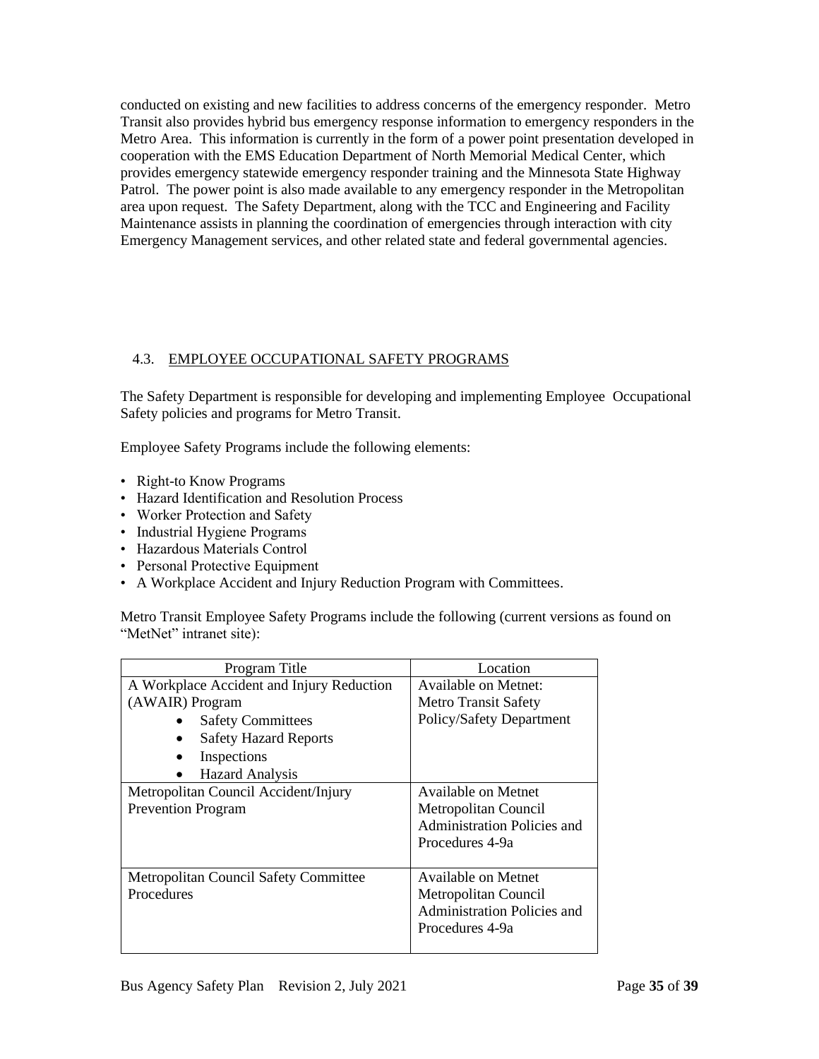conducted on existing and new facilities to address concerns of the emergency responder. Metro Transit also provides hybrid bus emergency response information to emergency responders in the Metro Area. This information is currently in the form of a power point presentation developed in cooperation with the EMS Education Department of North Memorial Medical Center, which provides emergency statewide emergency responder training and the Minnesota State Highway Patrol. The power point is also made available to any emergency responder in the Metropolitan area upon request. The Safety Department, along with the TCC and Engineering and Facility Maintenance assists in planning the coordination of emergencies through interaction with city Emergency Management services, and other related state and federal governmental agencies.

## 4.3. EMPLOYEE OCCUPATIONAL SAFETY PROGRAMS

The Safety Department is responsible for developing and implementing Employee Occupational Safety policies and programs for Metro Transit.

Employee Safety Programs include the following elements:

- Right-to Know Programs
- Hazard Identification and Resolution Process
- Worker Protection and Safety
- Industrial Hygiene Programs
- Hazardous Materials Control
- Personal Protective Equipment
- A Workplace Accident and Injury Reduction Program with Committees.

Metro Transit Employee Safety Programs include the following (current versions as found on "MetNet" intranet site):

| Program Title | Location |
| --- | --- |
| A Workplace Accident and Injury Reduction (AWAIR) Program<br>• Safety Committees<br>• Safety Hazard Reports<br>• Inspections<br>• Hazard Analysis | Available on Metnet: Metro Transit Safety Policy/Safety Department |
| Metropolitan Council Accident/Injury Prevention Program | Available on Metnet Metropolitan Council Administration Policies and Procedures 4-9a |
| Metropolitan Council Safety Committee Procedures | Available on Metnet Metropolitan Council Administration Policies and Procedures 4-9a |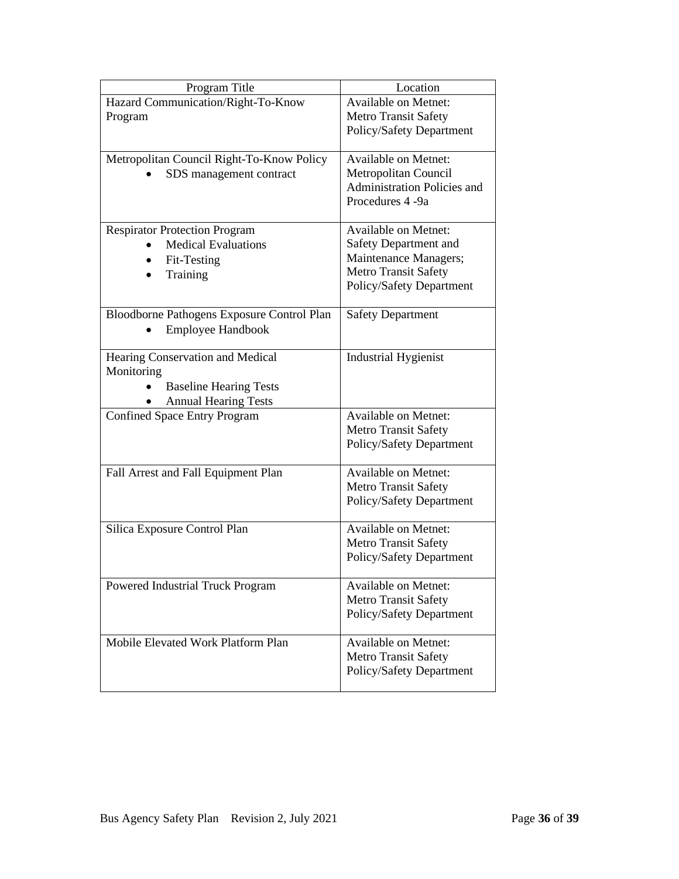| Program Title | Location |
| --- | --- |
| Hazard Communication/Right-To-Know Program | Available on Metnet: Metro Transit Safety Policy/Safety Department |
| Metropolitan Council Right-To-Know Policy<br>• SDS management contract | Available on Metnet: Metropolitan Council Administration Policies and Procedures 4 -9a |
| Respirator Protection Program<br>• Medical Evaluations<br>• Fit-Testing<br>• Training | Available on Metnet: Safety Department and Maintenance Managers; Metro Transit Safety Policy/Safety Department |
| Bloodborne Pathogens Exposure Control Plan<br>• Employee Handbook | Safety Department |
| Hearing Conservation and Medical Monitoring<br>• Baseline Hearing Tests<br>• Annual Hearing Tests | Industrial Hygienist |
| Confined Space Entry Program | Available on Metnet: Metro Transit Safety Policy/Safety Department |
| Fall Arrest and Fall Equipment Plan | Available on Metnet: Metro Transit Safety Policy/Safety Department |
| Silica Exposure Control Plan | Available on Metnet: Metro Transit Safety Policy/Safety Department |
| Powered Industrial Truck Program | Available on Metnet: Metro Transit Safety Policy/Safety Department |
| Mobile Elevated Work Platform Plan | Available on Metnet: Metro Transit Safety Policy/Safety Department |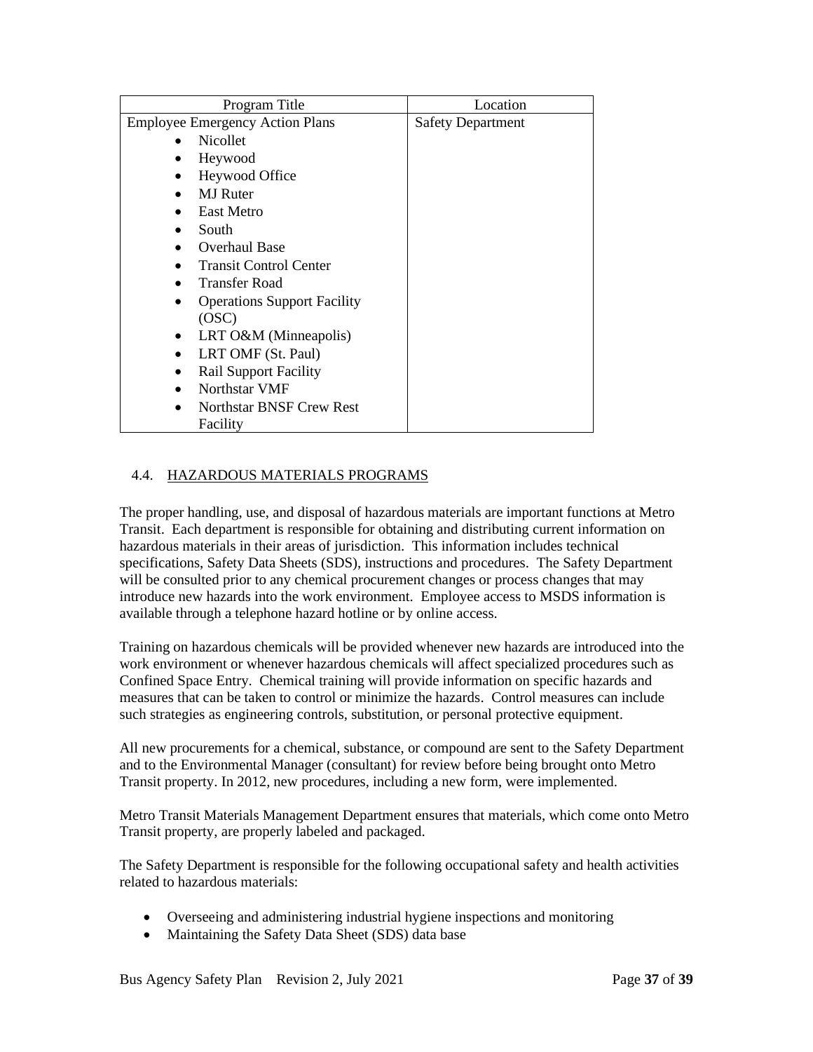| Program Title | Location |
|---|---|
| Employee Emergency Action Plans<br>• Nicollet<br>• Heywood<br>• Heywood Office<br>• MJ Ruter<br>• East Metro<br>• South<br>• Overhaul Base<br>• Transit Control Center<br>• Transfer Road<br>• Operations Support Facility (OSC)<br>• LRT O&M (Minneapolis)<br>• LRT OMF (St. Paul)<br>• Rail Support Facility<br>• Northstar VMF<br>• Northstar BNSF Crew Rest Facility | Safety Department |

## 4.4. HAZARDOUS MATERIALS PROGRAMS

The proper handling, use, and disposal of hazardous materials are important functions at Metro Transit. Each department is responsible for obtaining and distributing current information on hazardous materials in their areas of jurisdiction. This information includes technical specifications, Safety Data Sheets (SDS), instructions and procedures. The Safety Department will be consulted prior to any chemical procurement changes or process changes that may introduce new hazards into the work environment. Employee access to MSDS information is available through a telephone hazard hotline or by online access.

Training on hazardous chemicals will be provided whenever new hazards are introduced into the work environment or whenever hazardous chemicals will affect specialized procedures such as Confined Space Entry. Chemical training will provide information on specific hazards and measures that can be taken to control or minimize the hazards. Control measures can include such strategies as engineering controls, substitution, or personal protective equipment.

All new procurements for a chemical, substance, or compound are sent to the Safety Department and to the Environmental Manager (consultant) for review before being brought onto Metro Transit property. In 2012, new procedures, including a new form, were implemented.

Metro Transit Materials Management Department ensures that materials, which come onto Metro Transit property, are properly labeled and packaged.

The Safety Department is responsible for the following occupational safety and health activities related to hazardous materials:

- Overseeing and administering industrial hygiene inspections and monitoring
- Maintaining the Safety Data Sheet (SDS) data base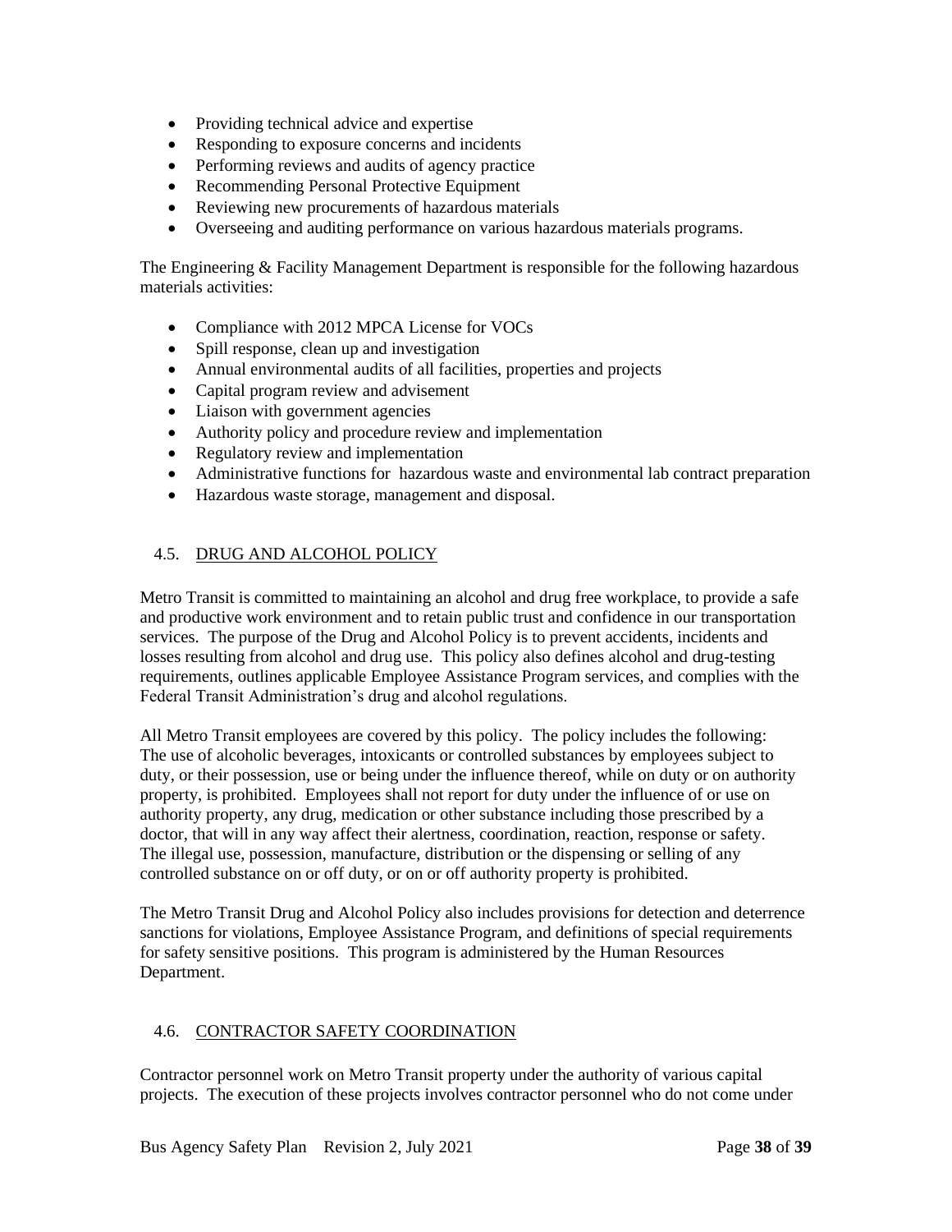- Providing technical advice and expertise
- Responding to exposure concerns and incidents
- Performing reviews and audits of agency practice
- Recommending Personal Protective Equipment
- Reviewing new procurements of hazardous materials
- Overseeing and auditing performance on various hazardous materials programs.

The Engineering & Facility Management Department is responsible for the following hazardous materials activities:

- Compliance with 2012 MPCA License for VOCs
- Spill response, clean up and investigation
- Annual environmental audits of all facilities, properties and projects
- Capital program review and advisement
- Liaison with government agencies
- Authority policy and procedure review and implementation
- Regulatory review and implementation
- Administrative functions for hazardous waste and environmental lab contract preparation
- Hazardous waste storage, management and disposal.

## 4.5. DRUG AND ALCOHOL POLICY

Metro Transit is committed to maintaining an alcohol and drug free workplace, to provide a safe and productive work environment and to retain public trust and confidence in our transportation services. The purpose of the Drug and Alcohol Policy is to prevent accidents, incidents and losses resulting from alcohol and drug use. This policy also defines alcohol and drug-testing requirements, outlines applicable Employee Assistance Program services, and complies with the Federal Transit Administration's drug and alcohol regulations.

All Metro Transit employees are covered by this policy. The policy includes the following: The use of alcoholic beverages, intoxicants or controlled substances by employees subject to duty, or their possession, use or being under the influence thereof, while on duty or on authority property, is prohibited. Employees shall not report for duty under the influence of or use on authority property, any drug, medication or other substance including those prescribed by a doctor, that will in any way affect their alertness, coordination, reaction, response or safety. The illegal use, possession, manufacture, distribution or the dispensing or selling of any controlled substance on or off duty, or on or off authority property is prohibited.

The Metro Transit Drug and Alcohol Policy also includes provisions for detection and deterrence sanctions for violations, Employee Assistance Program, and definitions of special requirements for safety sensitive positions. This program is administered by the Human Resources Department.

## 4.6. CONTRACTOR SAFETY COORDINATION

Contractor personnel work on Metro Transit property under the authority of various capital projects. The execution of these projects involves contractor personnel who do not come under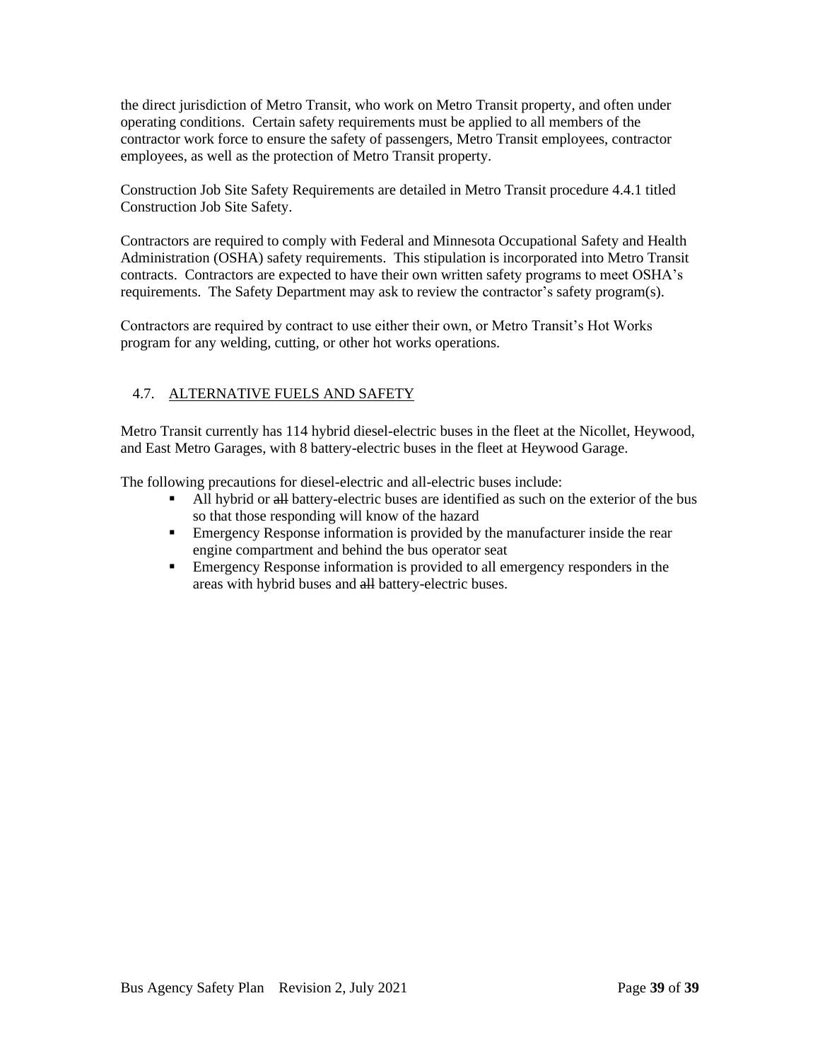the direct jurisdiction of Metro Transit, who work on Metro Transit property, and often under operating conditions. Certain safety requirements must be applied to all members of the contractor work force to ensure the safety of passengers, Metro Transit employees, contractor employees, as well as the protection of Metro Transit property.

Construction Job Site Safety Requirements are detailed in Metro Transit procedure 4.4.1 titled Construction Job Site Safety.

Contractors are required to comply with Federal and Minnesota Occupational Safety and Health Administration (OSHA) safety requirements. This stipulation is incorporated into Metro Transit contracts. Contractors are expected to have their own written safety programs to meet OSHA's requirements. The Safety Department may ask to review the contractor's safety program(s).

Contractors are required by contract to use either their own, or Metro Transit's Hot Works program for any welding, cutting, or other hot works operations.

## 4.7. ALTERNATIVE FUELS AND SAFETY

Metro Transit currently has 114 hybrid diesel-electric buses in the fleet at the Nicollet, Heywood, and East Metro Garages, with 8 battery-electric buses in the fleet at Heywood Garage.

The following precautions for diesel-electric and all-electric buses include:

- All hybrid or ~~all~~ battery-electric buses are identified as such on the exterior of the bus so that those responding will know of the hazard
- Emergency Response information is provided by the manufacturer inside the rear engine compartment and behind the bus operator seat
- Emergency Response information is provided to all emergency responders in the areas with hybrid buses and ~~all~~ battery-electric buses.